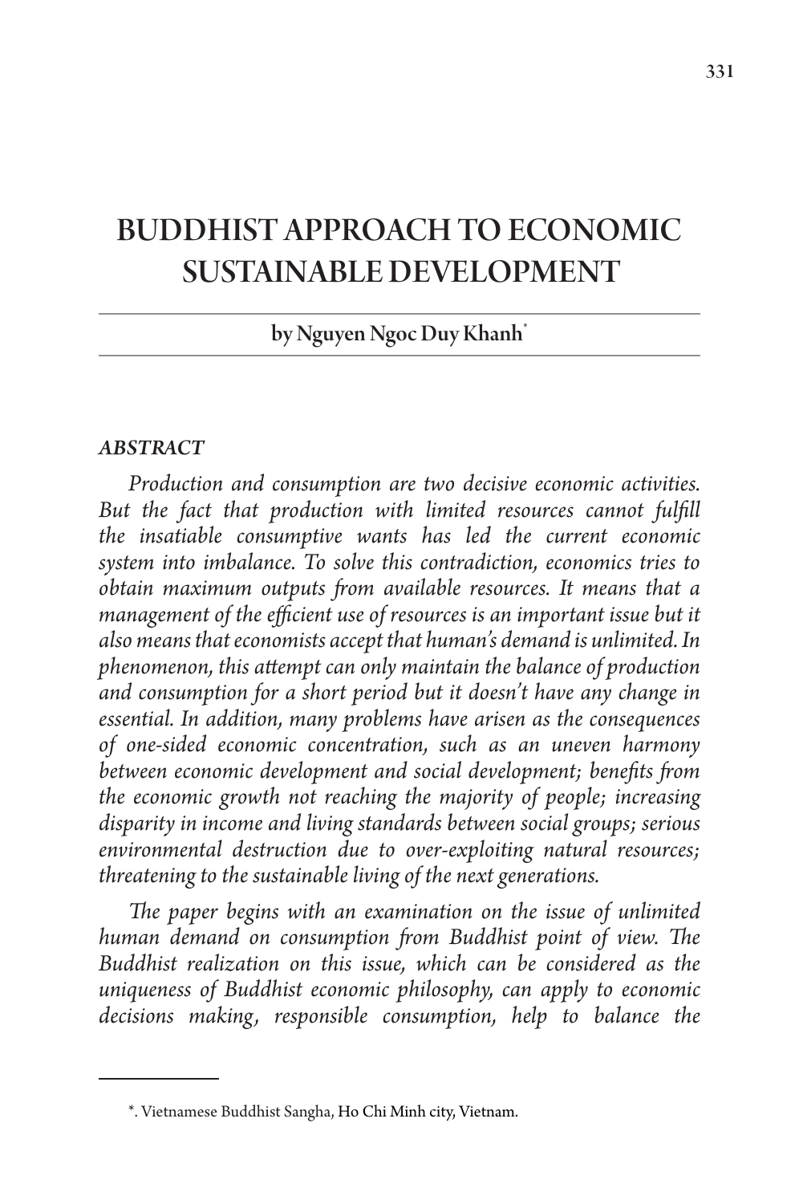# BUDDHIST APPROACH TO ECONOMIC SUSTAINABLE DEVELOPMENT

by Nguyen Ngoc Duy Khanh[*]

***ABSTRACT***

*Production and consumption are two decisive economic activities. But the fact that production with limited resources cannot fulfill the insatiable consumptive wants has led the current economic system into imbalance. To solve this contradiction, economics tries to obtain maximum outputs from available resources. It means that a management of the efficient use of resources is an important issue but it also means that economists accept that human's demand is unlimited. In phenomenon, this attempt can only maintain the balance of production and consumption for a short period but it doesn't have any change in essential. In addition, many problems have arisen as the consequences of one-sided economic concentration, such as an uneven harmony between economic development and social development; benefits from the economic growth not reaching the majority of people; increasing disparity in income and living standards between social groups; serious environmental destruction due to over-exploiting natural resources; threatening to the sustainable living of the next generations.*

*The paper begins with an examination on the issue of unlimited human demand on consumption from Buddhist point of view. The Buddhist realization on this issue, which can be considered as the uniqueness of Buddhist economic philosophy, can apply to economic decisions making, responsible consumption, help to balance the*

---

*. Vietnamese Buddhist Sangha, Ho Chi Minh city, Vietnam.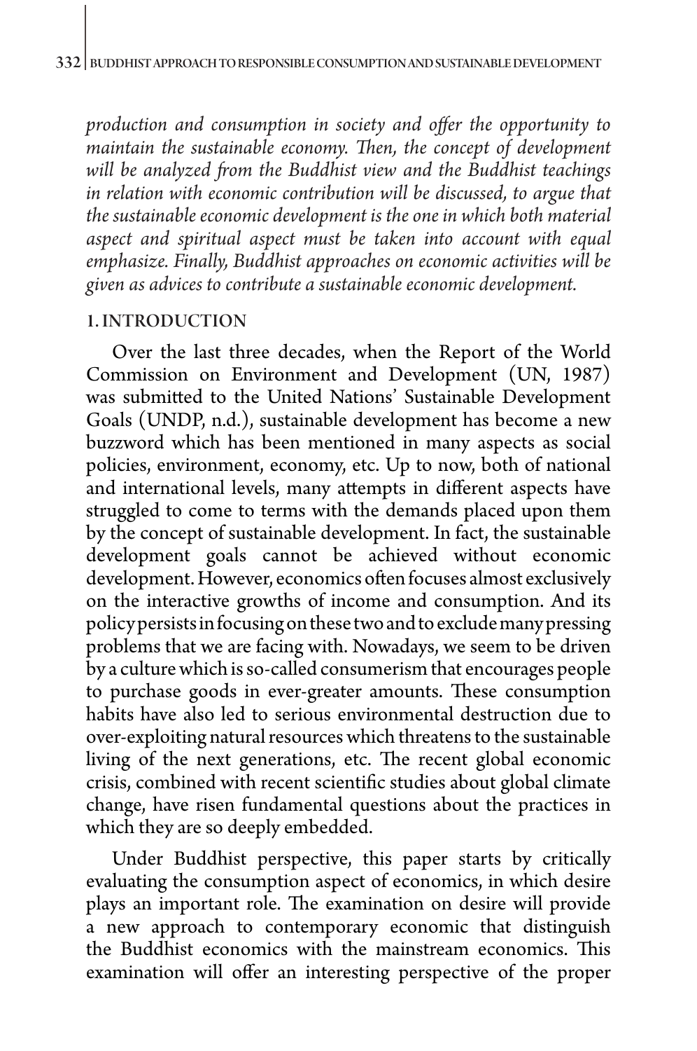*production and consumption in society and offer the opportunity to maintain the sustainable economy. Then, the concept of development will be analyzed from the Buddhist view and the Buddhist teachings in relation with economic contribution will be discussed, to argue that the sustainable economic development is the one in which both material aspect and spiritual aspect must be taken into account with equal emphasize. Finally, Buddhist approaches on economic activities will be given as advices to contribute a sustainable economic development.*

## 1. INTRODUCTION

Over the last three decades, when the Report of the World Commission on Environment and Development (UN, 1987) was submitted to the United Nations' Sustainable Development Goals (UNDP, n.d.), sustainable development has become a new buzzword which has been mentioned in many aspects as social policies, environment, economy, etc. Up to now, both of national and international levels, many attempts in different aspects have struggled to come to terms with the demands placed upon them by the concept of sustainable development. In fact, the sustainable development goals cannot be achieved without economic development. However, economics often focuses almost exclusively on the interactive growths of income and consumption. And its policy persists in focusing on these two and to exclude many pressing problems that we are facing with. Nowadays, we seem to be driven by a culture which is so-called consumerism that encourages people to purchase goods in ever-greater amounts. These consumption habits have also led to serious environmental destruction due to over-exploiting natural resources which threatens to the sustainable living of the next generations, etc. The recent global economic crisis, combined with recent scientific studies about global climate change, have risen fundamental questions about the practices in which they are so deeply embedded.

Under Buddhist perspective, this paper starts by critically evaluating the consumption aspect of economics, in which desire plays an important role. The examination on desire will provide a new approach to contemporary economic that distinguish the Buddhist economics with the mainstream economics. This examination will offer an interesting perspective of the proper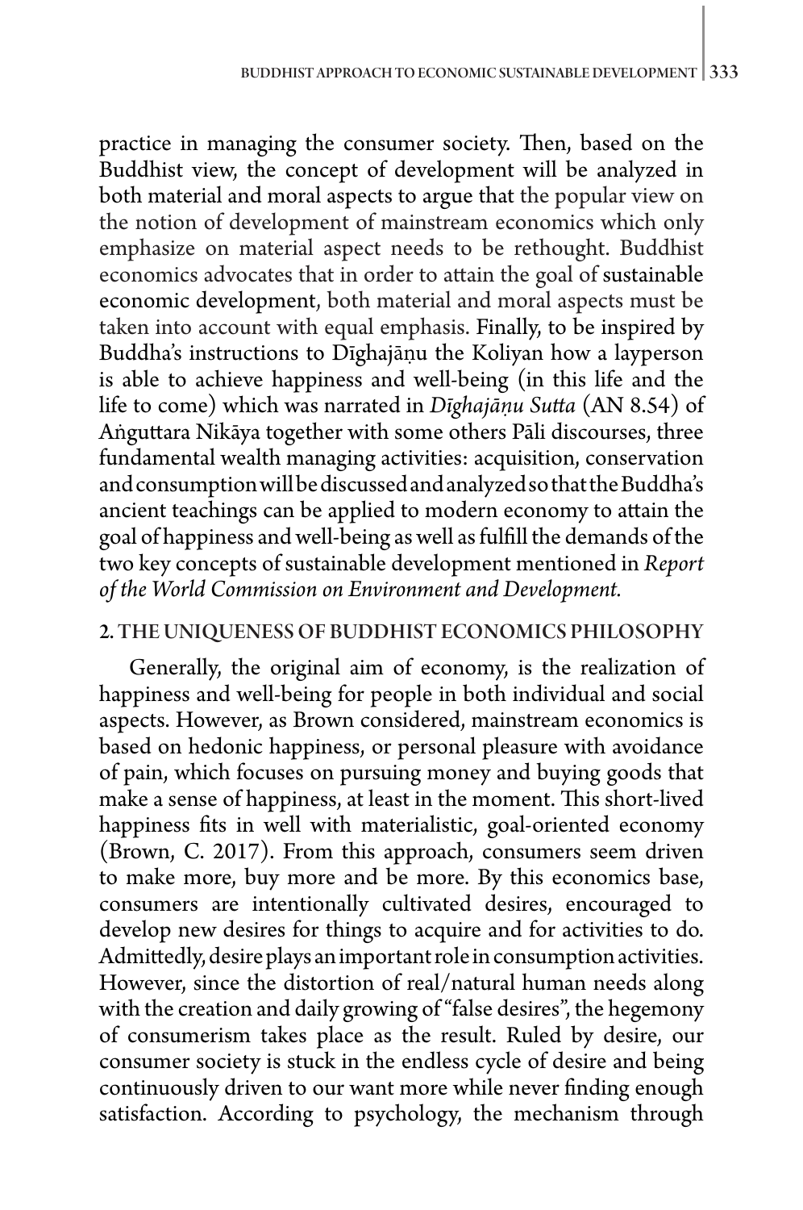practice in managing the consumer society. Then, based on the Buddhist view, the concept of development will be analyzed in both material and moral aspects to argue that the popular view on the notion of development of mainstream economics which only emphasize on material aspect needs to be rethought. Buddhist economics advocates that in order to attain the goal of sustainable economic development, both material and moral aspects must be taken into account with equal emphasis. Finally, to be inspired by Buddha's instructions to Dīghajāṇu the Koliyan how a layperson is able to achieve happiness and well-being (in this life and the life to come) which was narrated in *Dīghajāṇu Sutta* (AN 8.54) of Aṅguttara Nikāya together with some others Pāli discourses, three fundamental wealth managing activities: acquisition, conservation and consumption will be discussed and analyzed so that the Buddha's ancient teachings can be applied to modern economy to attain the goal of happiness and well-being as well as fulfill the demands of the two key concepts of sustainable development mentioned in *Report of the World Commission on Environment and Development.*

## 2. THE UNIQUENESS OF BUDDHIST ECONOMICS PHILOSOPHY

Generally, the original aim of economy, is the realization of happiness and well-being for people in both individual and social aspects. However, as Brown considered, mainstream economics is based on hedonic happiness, or personal pleasure with avoidance of pain, which focuses on pursuing money and buying goods that make a sense of happiness, at least in the moment. This short-lived happiness fits in well with materialistic, goal-oriented economy (Brown, C. 2017). From this approach, consumers seem driven to make more, buy more and be more. By this economics base, consumers are intentionally cultivated desires, encouraged to develop new desires for things to acquire and for activities to do. Admittedly, desire plays an important role in consumption activities. However, since the distortion of real/natural human needs along with the creation and daily growing of "false desires", the hegemony of consumerism takes place as the result. Ruled by desire, our consumer society is stuck in the endless cycle of desire and being continuously driven to our want more while never finding enough satisfaction. According to psychology, the mechanism through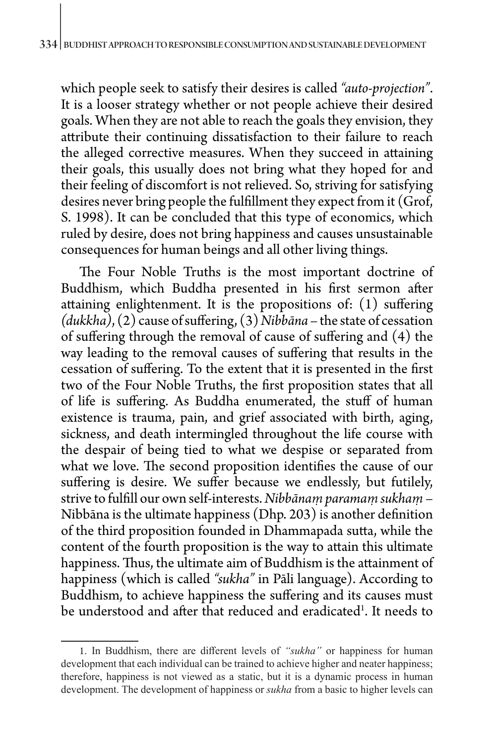which people seek to satisfy their desires is called *"auto-projection"*. It is a looser strategy whether or not people achieve their desired goals. When they are not able to reach the goals they envision, they attribute their continuing dissatisfaction to their failure to reach the alleged corrective measures. When they succeed in attaining their goals, this usually does not bring what they hoped for and their feeling of discomfort is not relieved. So, striving for satisfying desires never bring people the fulfillment they expect from it (Grof, S. 1998). It can be concluded that this type of economics, which ruled by desire, does not bring happiness and causes unsustainable consequences for human beings and all other living things.

The Four Noble Truths is the most important doctrine of Buddhism, which Buddha presented in his first sermon after attaining enlightenment. It is the propositions of: (1) suffering *(dukkha)*, (2) cause of suffering, (3) *Nibbāna* – the state of cessation of suffering through the removal of cause of suffering and (4) the way leading to the removal causes of suffering that results in the cessation of suffering. To the extent that it is presented in the first two of the Four Noble Truths, the first proposition states that all of life is suffering. As Buddha enumerated, the stuff of human existence is trauma, pain, and grief associated with birth, aging, sickness, and death intermingled throughout the life course with the despair of being tied to what we despise or separated from what we love. The second proposition identifies the cause of our suffering is desire. We suffer because we endlessly, but futilely, strive to fulfill our own self-interests. *Nibbānaṃ paramaṃ sukhaṃ* – Nibbāna is the ultimate happiness (Dhp. 203) is another definition of the third proposition founded in Dhammapada sutta, while the content of the fourth proposition is the way to attain this ultimate happiness. Thus, the ultimate aim of Buddhism is the attainment of happiness (which is called *"sukha"* in Pāli language). According to Buddhism, to achieve happiness the suffering and its causes must be understood and after that reduced and eradicated[1]. It needs to

1. In Buddhism, there are different levels of *"sukha"* or happiness for human development that each individual can be trained to achieve higher and neater happiness; therefore, happiness is not viewed as a static, but it is a dynamic process in human development. The development of happiness or *sukha* from a basic to higher levels can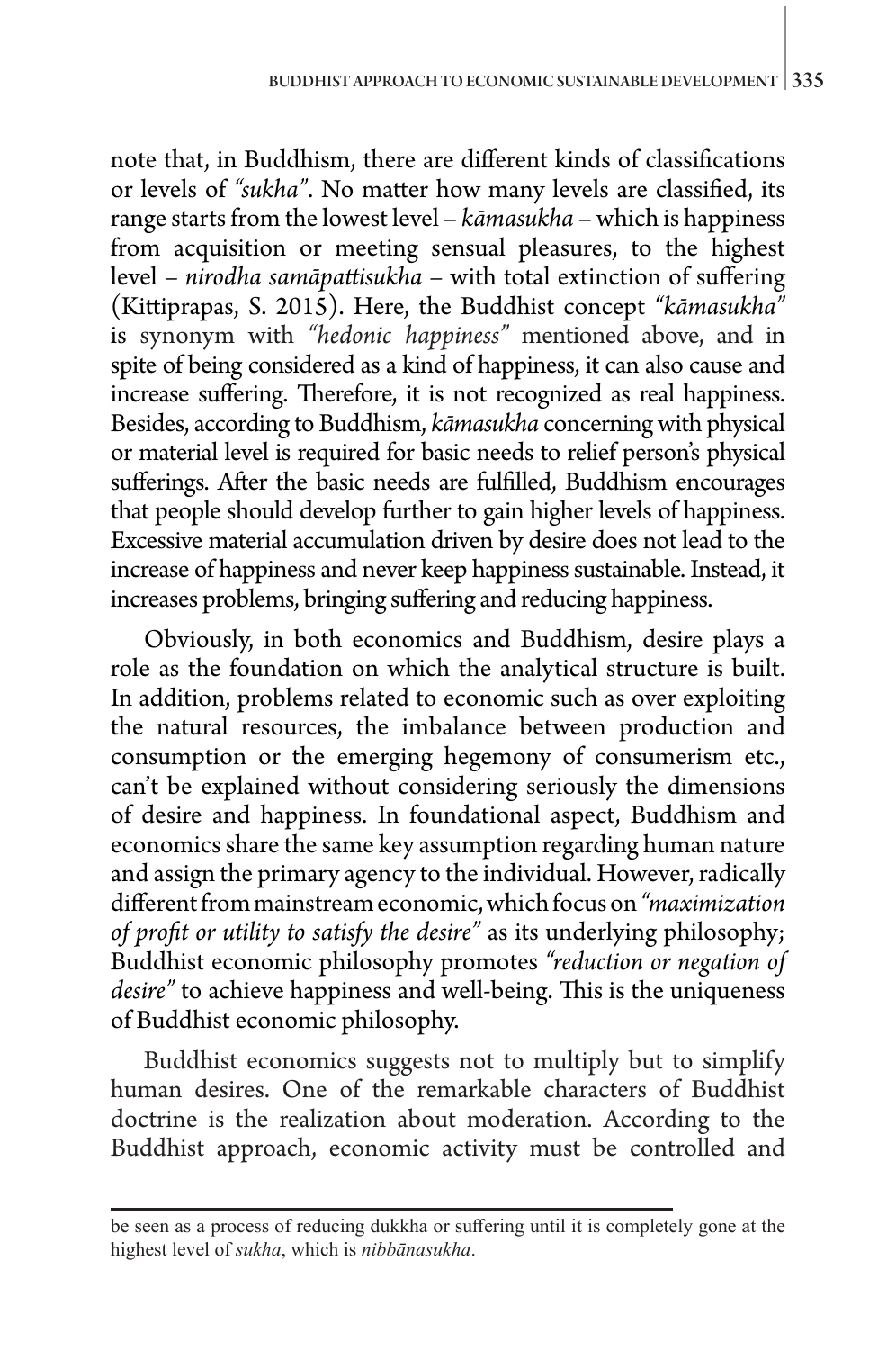note that, in Buddhism, there are different kinds of classifications or levels of *"sukha"*. No matter how many levels are classified, its range starts from the lowest level – *kāmasukha* – which is happiness from acquisition or meeting sensual pleasures, to the highest level – *nirodha samāpattisukha* – with total extinction of suffering (Kittiprapas, S. 2015). Here, the Buddhist concept *"kāmasukha"* is synonym with *"hedonic happiness"* mentioned above, and in spite of being considered as a kind of happiness, it can also cause and increase suffering. Therefore, it is not recognized as real happiness. Besides, according to Buddhism, *kāmasukha* concerning with physical or material level is required for basic needs to relief person's physical sufferings. After the basic needs are fulfilled, Buddhism encourages that people should develop further to gain higher levels of happiness. Excessive material accumulation driven by desire does not lead to the increase of happiness and never keep happiness sustainable. Instead, it increases problems, bringing suffering and reducing happiness.

Obviously, in both economics and Buddhism, desire plays a role as the foundation on which the analytical structure is built. In addition, problems related to economic such as over exploiting the natural resources, the imbalance between production and consumption or the emerging hegemony of consumerism etc., can't be explained without considering seriously the dimensions of desire and happiness. In foundational aspect, Buddhism and economics share the same key assumption regarding human nature and assign the primary agency to the individual. However, radically different from mainstream economic, which focus on *"maximization of profit or utility to satisfy the desire"* as its underlying philosophy; Buddhist economic philosophy promotes *"reduction or negation of desire"* to achieve happiness and well-being. This is the uniqueness of Buddhist economic philosophy.

Buddhist economics suggests not to multiply but to simplify human desires. One of the remarkable characters of Buddhist doctrine is the realization about moderation. According to the Buddhist approach, economic activity must be controlled and

---

be seen as a process of reducing dukkha or suffering until it is completely gone at the highest level of *sukha*, which is *nibbānasukha*.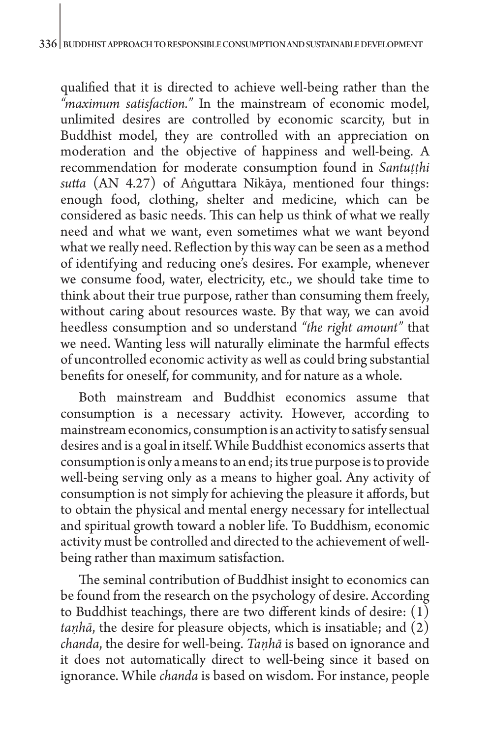qualified that it is directed to achieve well-being rather than the *"maximum satisfaction."* In the mainstream of economic model, unlimited desires are controlled by economic scarcity, but in Buddhist model, they are controlled with an appreciation on moderation and the objective of happiness and well-being. A recommendation for moderate consumption found in *Santuṭṭhi sutta* (AN 4.27) of Aṅguttara Nikāya, mentioned four things: enough food, clothing, shelter and medicine, which can be considered as basic needs. This can help us think of what we really need and what we want, even sometimes what we want beyond what we really need. Reflection by this way can be seen as a method of identifying and reducing one's desires. For example, whenever we consume food, water, electricity, etc., we should take time to think about their true purpose, rather than consuming them freely, without caring about resources waste. By that way, we can avoid heedless consumption and so understand *"the right amount"* that we need. Wanting less will naturally eliminate the harmful effects of uncontrolled economic activity as well as could bring substantial benefits for oneself, for community, and for nature as a whole.

Both mainstream and Buddhist economics assume that consumption is a necessary activity. However, according to mainstream economics, consumption is an activity to satisfy sensual desires and is a goal in itself. While Buddhist economics asserts that consumption is only a means to an end; its true purpose is to provide well-being serving only as a means to higher goal. Any activity of consumption is not simply for achieving the pleasure it affords, but to obtain the physical and mental energy necessary for intellectual and spiritual growth toward a nobler life. To Buddhism, economic activity must be controlled and directed to the achievement of well-being rather than maximum satisfaction.

The seminal contribution of Buddhist insight to economics can be found from the research on the psychology of desire. According to Buddhist teachings, there are two different kinds of desire: (1) *taṇhā*, the desire for pleasure objects, which is insatiable; and (2) *chanda*, the desire for well-being. *Taṇhā* is based on ignorance and it does not automatically direct to well-being since it based on ignorance. While *chanda* is based on wisdom. For instance, people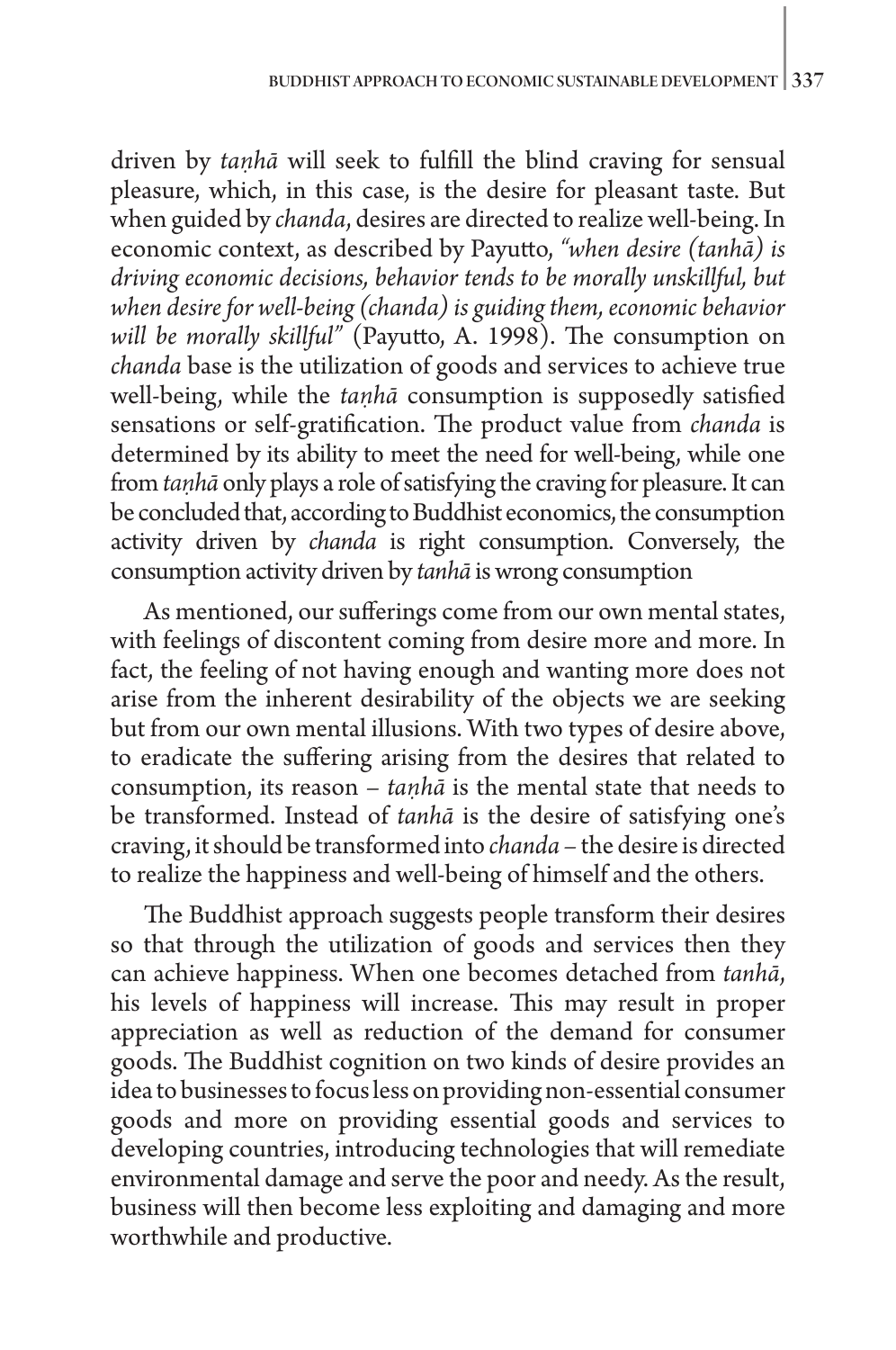driven by *taṇhā* will seek to fulfill the blind craving for sensual pleasure, which, in this case, is the desire for pleasant taste. But when guided by *chanda*, desires are directed to realize well-being. In economic context, as described by Payutto, *"when desire (tanhā) is driving economic decisions, behavior tends to be morally unskillful, but when desire for well-being (chanda) is guiding them, economic behavior will be morally skillful"* (Payutto, A. 1998). The consumption on *chanda* base is the utilization of goods and services to achieve true well-being, while the *taṇhā* consumption is supposedly satisfied sensations or self-gratification. The product value from *chanda* is determined by its ability to meet the need for well-being, while one from *taṇhā* only plays a role of satisfying the craving for pleasure. It can be concluded that, according to Buddhist economics, the consumption activity driven by *chanda* is right consumption. Conversely, the consumption activity driven by *tanhā* is wrong consumption

As mentioned, our sufferings come from our own mental states, with feelings of discontent coming from desire more and more. In fact, the feeling of not having enough and wanting more does not arise from the inherent desirability of the objects we are seeking but from our own mental illusions. With two types of desire above, to eradicate the suffering arising from the desires that related to consumption, its reason – *taṇhā* is the mental state that needs to be transformed. Instead of *tanhā* is the desire of satisfying one's craving, it should be transformed into *chanda* – the desire is directed to realize the happiness and well-being of himself and the others.

The Buddhist approach suggests people transform their desires so that through the utilization of goods and services then they can achieve happiness. When one becomes detached from *tanhā*, his levels of happiness will increase. This may result in proper appreciation as well as reduction of the demand for consumer goods. The Buddhist cognition on two kinds of desire provides an idea to businesses to focus less on providing non-essential consumer goods and more on providing essential goods and services to developing countries, introducing technologies that will remediate environmental damage and serve the poor and needy. As the result, business will then become less exploiting and damaging and more worthwhile and productive.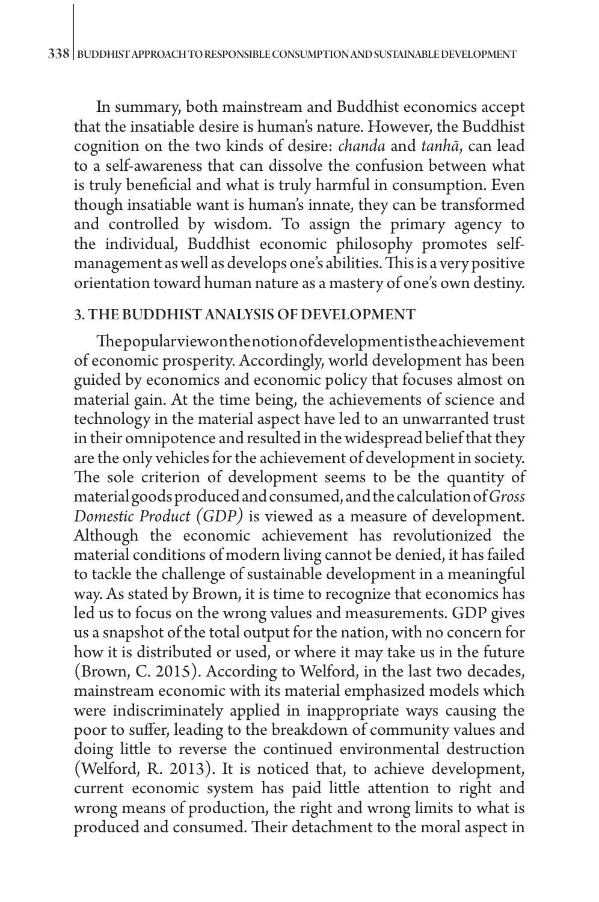In summary, both mainstream and Buddhist economics accept that the insatiable desire is human's nature. However, the Buddhist cognition on the two kinds of desire: *chanda* and *tanhā*, can lead to a self-awareness that can dissolve the confusion between what is truly beneficial and what is truly harmful in consumption. Even though insatiable want is human's innate, they can be transformed and controlled by wisdom. To assign the primary agency to the individual, Buddhist economic philosophy promotes self-management as well as develops one's abilities. This is a very positive orientation toward human nature as a mastery of one's own destiny.

## 3. THE BUDDHIST ANALYSIS OF DEVELOPMENT

The popular view on the notion of development is the achievement of economic prosperity. Accordingly, world development has been guided by economics and economic policy that focuses almost on material gain. At the time being, the achievements of science and technology in the material aspect have led to an unwarranted trust in their omnipotence and resulted in the widespread belief that they are the only vehicles for the achievement of development in society. The sole criterion of development seems to be the quantity of material goods produced and consumed, and the calculation of *Gross Domestic Product (GDP)* is viewed as a measure of development. Although the economic achievement has revolutionized the material conditions of modern living cannot be denied, it has failed to tackle the challenge of sustainable development in a meaningful way. As stated by Brown, it is time to recognize that economics has led us to focus on the wrong values and measurements. GDP gives us a snapshot of the total output for the nation, with no concern for how it is distributed or used, or where it may take us in the future (Brown, C. 2015). According to Welford, in the last two decades, mainstream economic with its material emphasized models which were indiscriminately applied in inappropriate ways causing the poor to suffer, leading to the breakdown of community values and doing little to reverse the continued environmental destruction (Welford, R. 2013). It is noticed that, to achieve development, current economic system has paid little attention to right and wrong means of production, the right and wrong limits to what is produced and consumed. Their detachment to the moral aspect in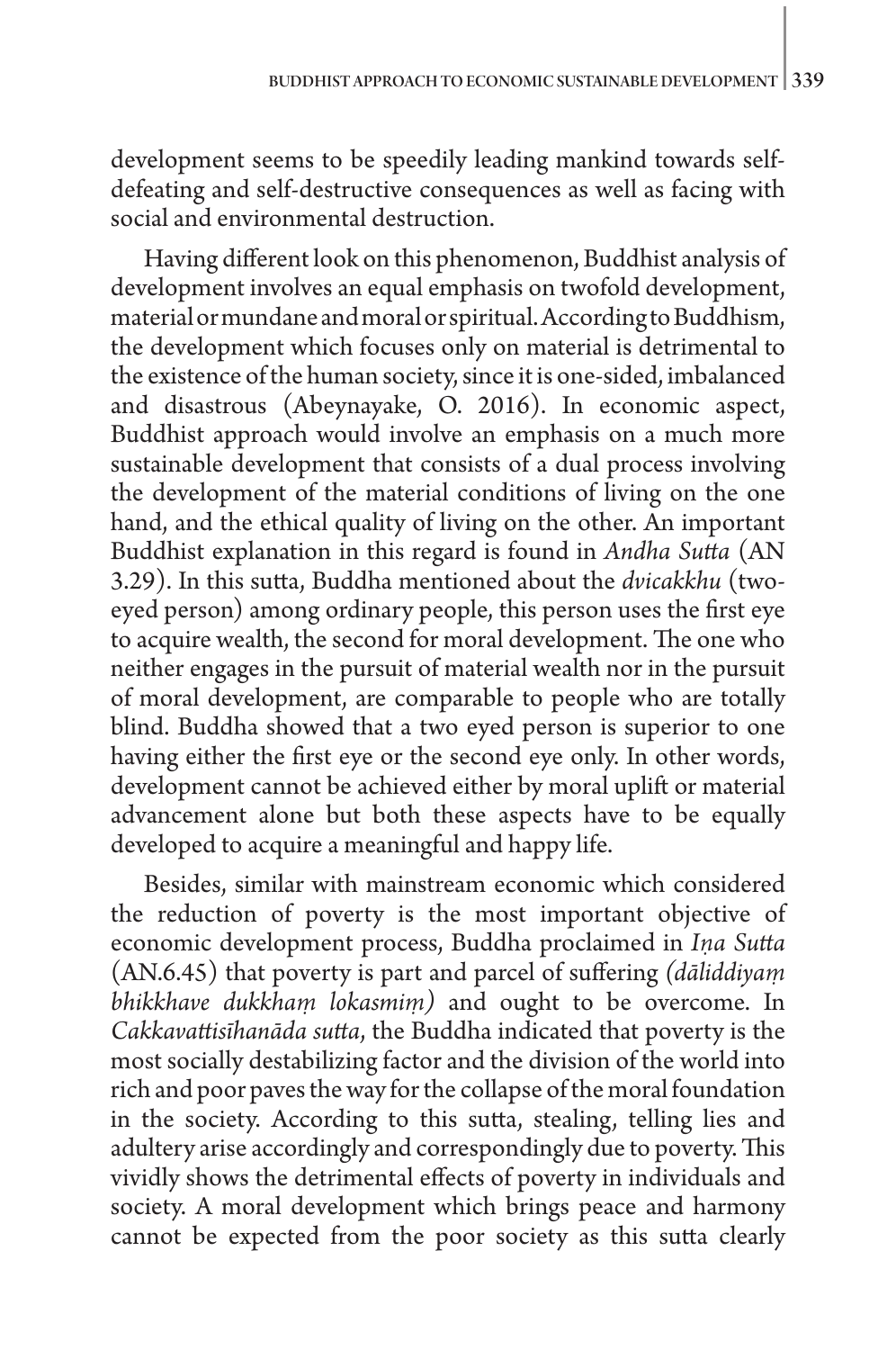development seems to be speedily leading mankind towards self-defeating and self-destructive consequences as well as facing with social and environmental destruction.

Having different look on this phenomenon, Buddhist analysis of development involves an equal emphasis on twofold development, material or mundane and moral or spiritual. According to Buddhism, the development which focuses only on material is detrimental to the existence of the human society, since it is one-sided, imbalanced and disastrous (Abeynayake, O. 2016). In economic aspect, Buddhist approach would involve an emphasis on a much more sustainable development that consists of a dual process involving the development of the material conditions of living on the one hand, and the ethical quality of living on the other. An important Buddhist explanation in this regard is found in *Andha Sutta* (AN 3.29). In this sutta, Buddha mentioned about the *dvicakkhu* (two-eyed person) among ordinary people, this person uses the first eye to acquire wealth, the second for moral development. The one who neither engages in the pursuit of material wealth nor in the pursuit of moral development, are comparable to people who are totally blind. Buddha showed that a two eyed person is superior to one having either the first eye or the second eye only. In other words, development cannot be achieved either by moral uplift or material advancement alone but both these aspects have to be equally developed to acquire a meaningful and happy life.

Besides, similar with mainstream economic which considered the reduction of poverty is the most important objective of economic development process, Buddha proclaimed in *Iṇa Sutta* (AN.6.45) that poverty is part and parcel of suffering *(dāliddiyaṃ bhikkhave dukkhaṃ lokasmiṃ)* and ought to be overcome. In *Cakkavattisīhanāda sutta*, the Buddha indicated that poverty is the most socially destabilizing factor and the division of the world into rich and poor paves the way for the collapse of the moral foundation in the society. According to this sutta, stealing, telling lies and adultery arise accordingly and correspondingly due to poverty. This vividly shows the detrimental effects of poverty in individuals and society. A moral development which brings peace and harmony cannot be expected from the poor society as this sutta clearly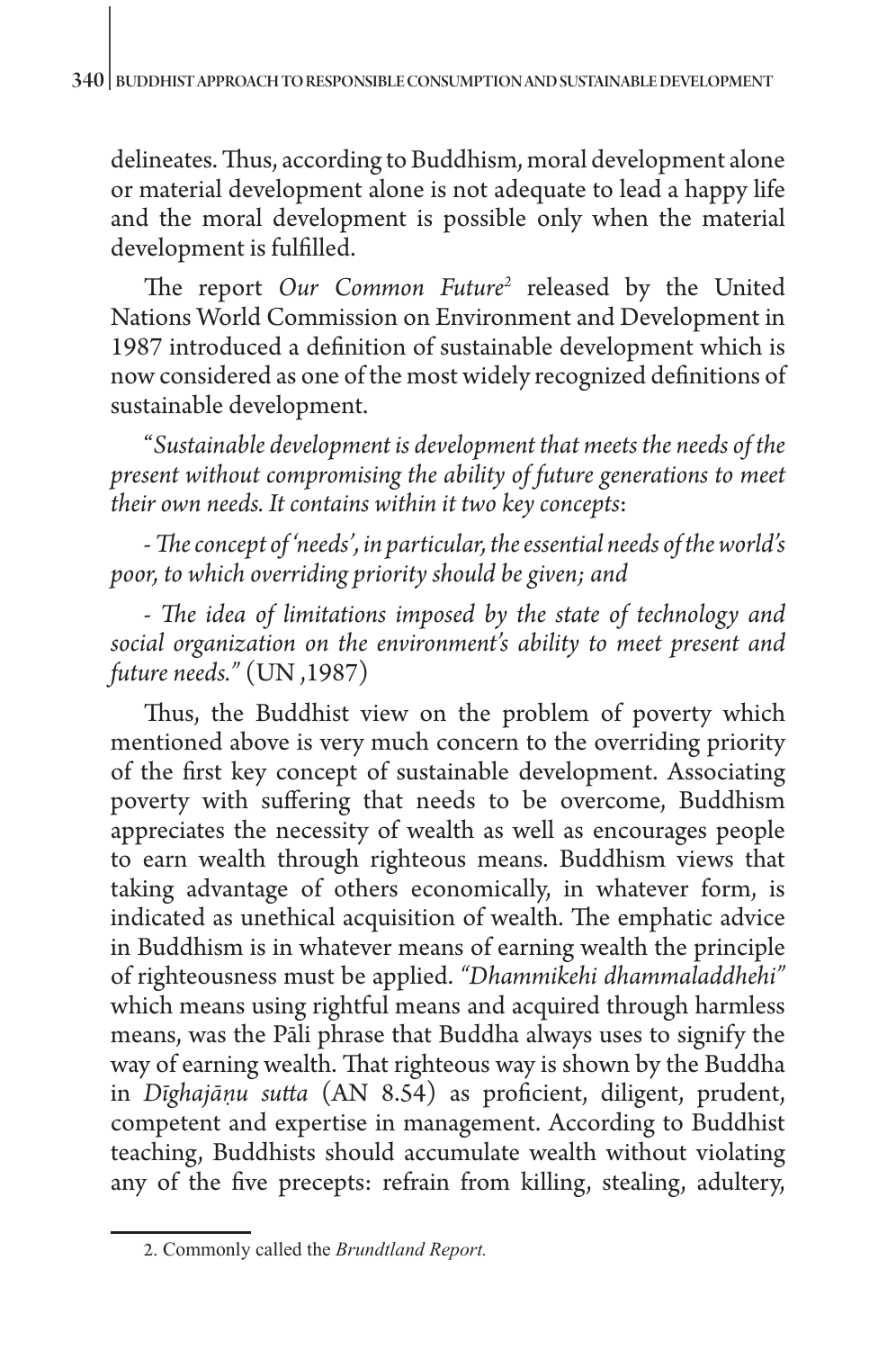delineates. Thus, according to Buddhism, moral development alone or material development alone is not adequate to lead a happy life and the moral development is possible only when the material development is fulfilled.

The report *Our Common Future*[2] released by the United Nations World Commission on Environment and Development in 1987 introduced a definition of sustainable development which is now considered as one of the most widely recognized definitions of sustainable development.

"*Sustainable development is development that meets the needs of the present without compromising the ability of future generations to meet their own needs. It contains within it two key concepts*:

*- The concept of 'needs', in particular, the essential needs of the world's poor, to which overriding priority should be given; and*

*- The idea of limitations imposed by the state of technology and social organization on the environment's ability to meet present and future needs."* (UN ,1987)

Thus, the Buddhist view on the problem of poverty which mentioned above is very much concern to the overriding priority of the first key concept of sustainable development. Associating poverty with suffering that needs to be overcome, Buddhism appreciates the necessity of wealth as well as encourages people to earn wealth through righteous means. Buddhism views that taking advantage of others economically, in whatever form, is indicated as unethical acquisition of wealth. The emphatic advice in Buddhism is in whatever means of earning wealth the principle of righteousness must be applied. *"Dhammikehi dhammaladdhehi"* which means using rightful means and acquired through harmless means, was the Pāli phrase that Buddha always uses to signify the way of earning wealth. That righteous way is shown by the Buddha in *Dīghajāṇu sutta* (AN 8.54) as proficient, diligent, prudent, competent and expertise in management. According to Buddhist teaching, Buddhists should accumulate wealth without violating any of the five precepts: refrain from killing, stealing, adultery,

2. Commonly called the *Brundtland Report.*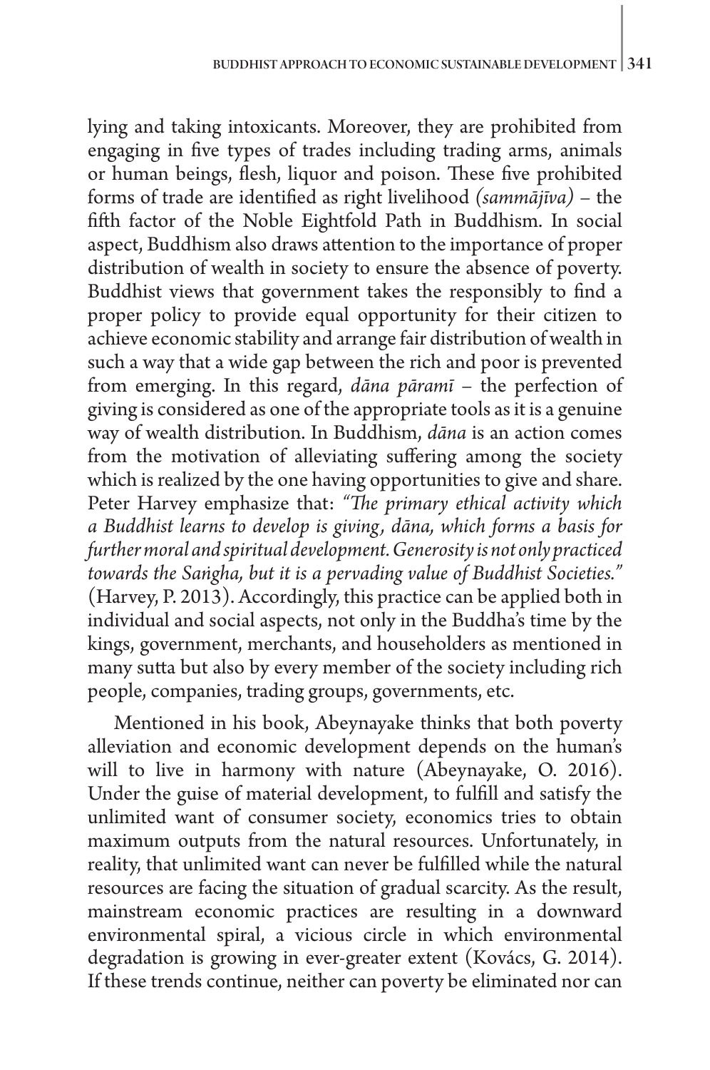lying and taking intoxicants. Moreover, they are prohibited from engaging in five types of trades including trading arms, animals or human beings, flesh, liquor and poison. These five prohibited forms of trade are identified as right livelihood *(sammājīva)* – the fifth factor of the Noble Eightfold Path in Buddhism. In social aspect, Buddhism also draws attention to the importance of proper distribution of wealth in society to ensure the absence of poverty. Buddhist views that government takes the responsibly to find a proper policy to provide equal opportunity for their citizen to achieve economic stability and arrange fair distribution of wealth in such a way that a wide gap between the rich and poor is prevented from emerging. In this regard, *dāna pāramī* – the perfection of giving is considered as one of the appropriate tools as it is a genuine way of wealth distribution. In Buddhism, *dāna* is an action comes from the motivation of alleviating suffering among the society which is realized by the one having opportunities to give and share. Peter Harvey emphasize that: *"The primary ethical activity which a Buddhist learns to develop is giving, dāna, which forms a basis for further moral and spiritual development. Generosity is not only practiced towards the Saṅgha, but it is a pervading value of Buddhist Societies."* (Harvey, P. 2013). Accordingly, this practice can be applied both in individual and social aspects, not only in the Buddha's time by the kings, government, merchants, and householders as mentioned in many sutta but also by every member of the society including rich people, companies, trading groups, governments, etc.

Mentioned in his book, Abeynayake thinks that both poverty alleviation and economic development depends on the human's will to live in harmony with nature (Abeynayake, O. 2016). Under the guise of material development, to fulfill and satisfy the unlimited want of consumer society, economics tries to obtain maximum outputs from the natural resources. Unfortunately, in reality, that unlimited want can never be fulfilled while the natural resources are facing the situation of gradual scarcity. As the result, mainstream economic practices are resulting in a downward environmental spiral, a vicious circle in which environmental degradation is growing in ever-greater extent (Kovács, G. 2014). If these trends continue, neither can poverty be eliminated nor can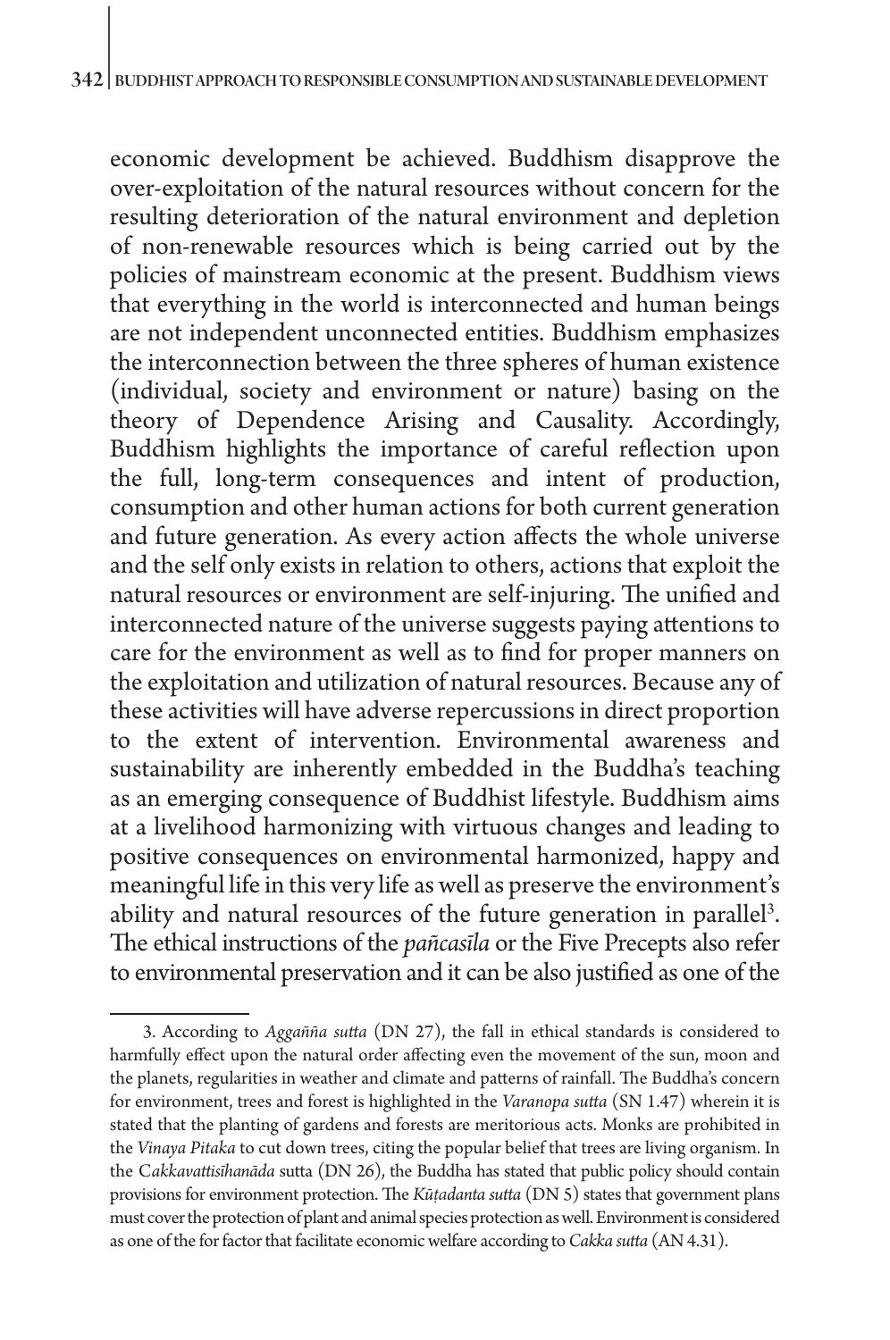economic development be achieved. Buddhism disapprove the over-exploitation of the natural resources without concern for the resulting deterioration of the natural environment and depletion of non-renewable resources which is being carried out by the policies of mainstream economic at the present. Buddhism views that everything in the world is interconnected and human beings are not independent unconnected entities. Buddhism emphasizes the interconnection between the three spheres of human existence (individual, society and environment or nature) basing on the theory of Dependence Arising and Causality. Accordingly, Buddhism highlights the importance of careful reflection upon the full, long-term consequences and intent of production, consumption and other human actions for both current generation and future generation. As every action affects the whole universe and the self only exists in relation to others, actions that exploit the natural resources or environment are self-injuring. The unified and interconnected nature of the universe suggests paying attentions to care for the environment as well as to find for proper manners on the exploitation and utilization of natural resources. Because any of these activities will have adverse repercussions in direct proportion to the extent of intervention. Environmental awareness and sustainability are inherently embedded in the Buddha's teaching as an emerging consequence of Buddhist lifestyle. Buddhism aims at a livelihood harmonizing with virtuous changes and leading to positive consequences on environmental harmonized, happy and meaningful life in this very life as well as preserve the environment's ability and natural resources of the future generation in parallel[3]. The ethical instructions of the *pañcasīla* or the Five Precepts also refer to environmental preservation and it can be also justified as one of the

---

3. According to *Aggañña sutta* (DN 27), the fall in ethical standards is considered to harmfully effect upon the natural order affecting even the movement of the sun, moon and the planets, regularities in weather and climate and patterns of rainfall. The Buddha's concern for environment, trees and forest is highlighted in the *Varanopa sutta* (SN 1.47) wherein it is stated that the planting of gardens and forests are meritorious acts. Monks are prohibited in the *Vinaya Pitaka* to cut down trees, citing the popular belief that trees are living organism. In the C*akkavattisīhanāda* sutta (DN 26), the Buddha has stated that public policy should contain provisions for environment protection. The *Kūṭadanta sutta* (DN 5) states that government plans must cover the protection of plant and animal species protection as well. Environment is considered as one of the for factor that facilitate economic welfare according to *Cakka sutta* (AN 4.31).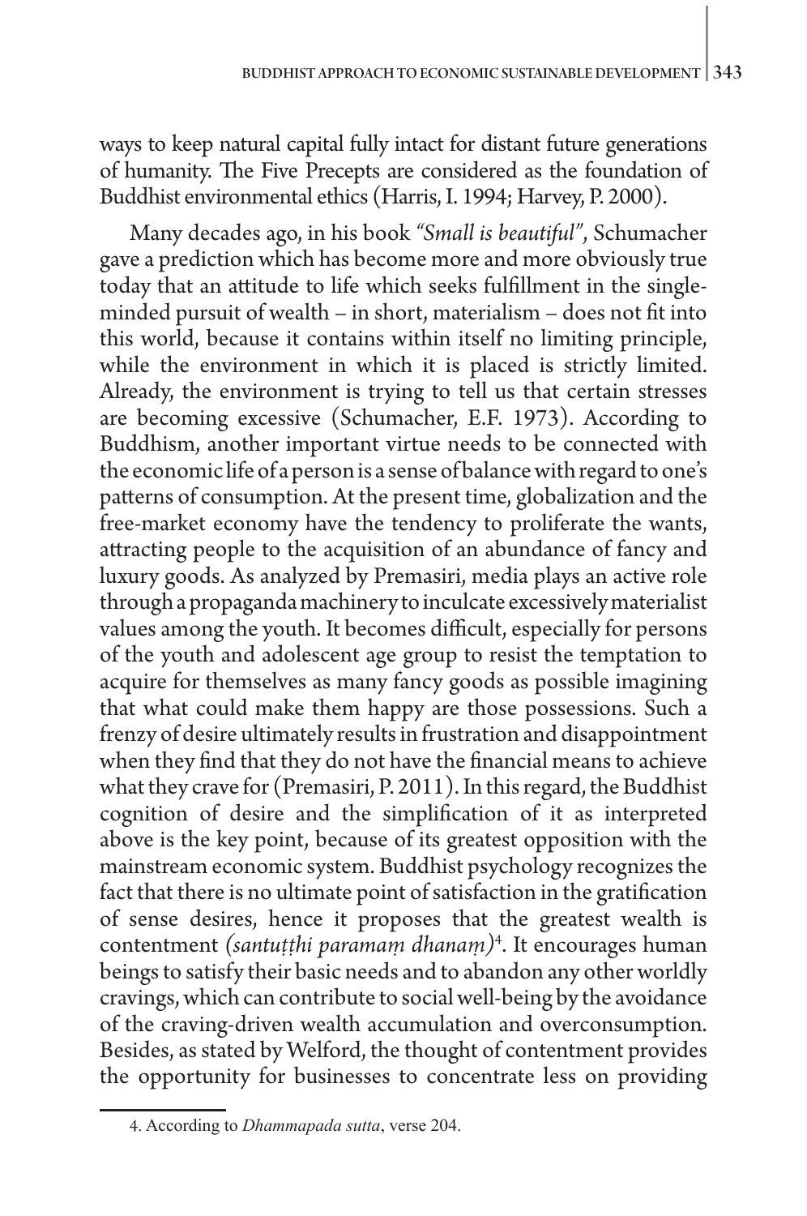ways to keep natural capital fully intact for distant future generations of humanity. The Five Precepts are considered as the foundation of Buddhist environmental ethics (Harris, I. 1994; Harvey, P. 2000).

Many decades ago, in his book *"Small is beautiful"*, Schumacher gave a prediction which has become more and more obviously true today that an attitude to life which seeks fulfillment in the single-minded pursuit of wealth – in short, materialism – does not fit into this world, because it contains within itself no limiting principle, while the environment in which it is placed is strictly limited. Already, the environment is trying to tell us that certain stresses are becoming excessive (Schumacher, E.F. 1973). According to Buddhism, another important virtue needs to be connected with the economic life of a person is a sense of balance with regard to one's patterns of consumption. At the present time, globalization and the free-market economy have the tendency to proliferate the wants, attracting people to the acquisition of an abundance of fancy and luxury goods. As analyzed by Premasiri, media plays an active role through a propaganda machinery to inculcate excessively materialist values among the youth. It becomes difficult, especially for persons of the youth and adolescent age group to resist the temptation to acquire for themselves as many fancy goods as possible imagining that what could make them happy are those possessions. Such a frenzy of desire ultimately results in frustration and disappointment when they find that they do not have the financial means to achieve what they crave for (Premasiri, P. 2011). In this regard, the Buddhist cognition of desire and the simplification of it as interpreted above is the key point, because of its greatest opposition with the mainstream economic system. Buddhist psychology recognizes the fact that there is no ultimate point of satisfaction in the gratification of sense desires, hence it proposes that the greatest wealth is contentment *(santuṭṭhi paramaṃ dhanaṃ)*[4]. It encourages human beings to satisfy their basic needs and to abandon any other worldly cravings, which can contribute to social well-being by the avoidance of the craving-driven wealth accumulation and overconsumption. Besides, as stated by Welford, the thought of contentment provides the opportunity for businesses to concentrate less on providing

4. According to *Dhammapada sutta*, verse 204.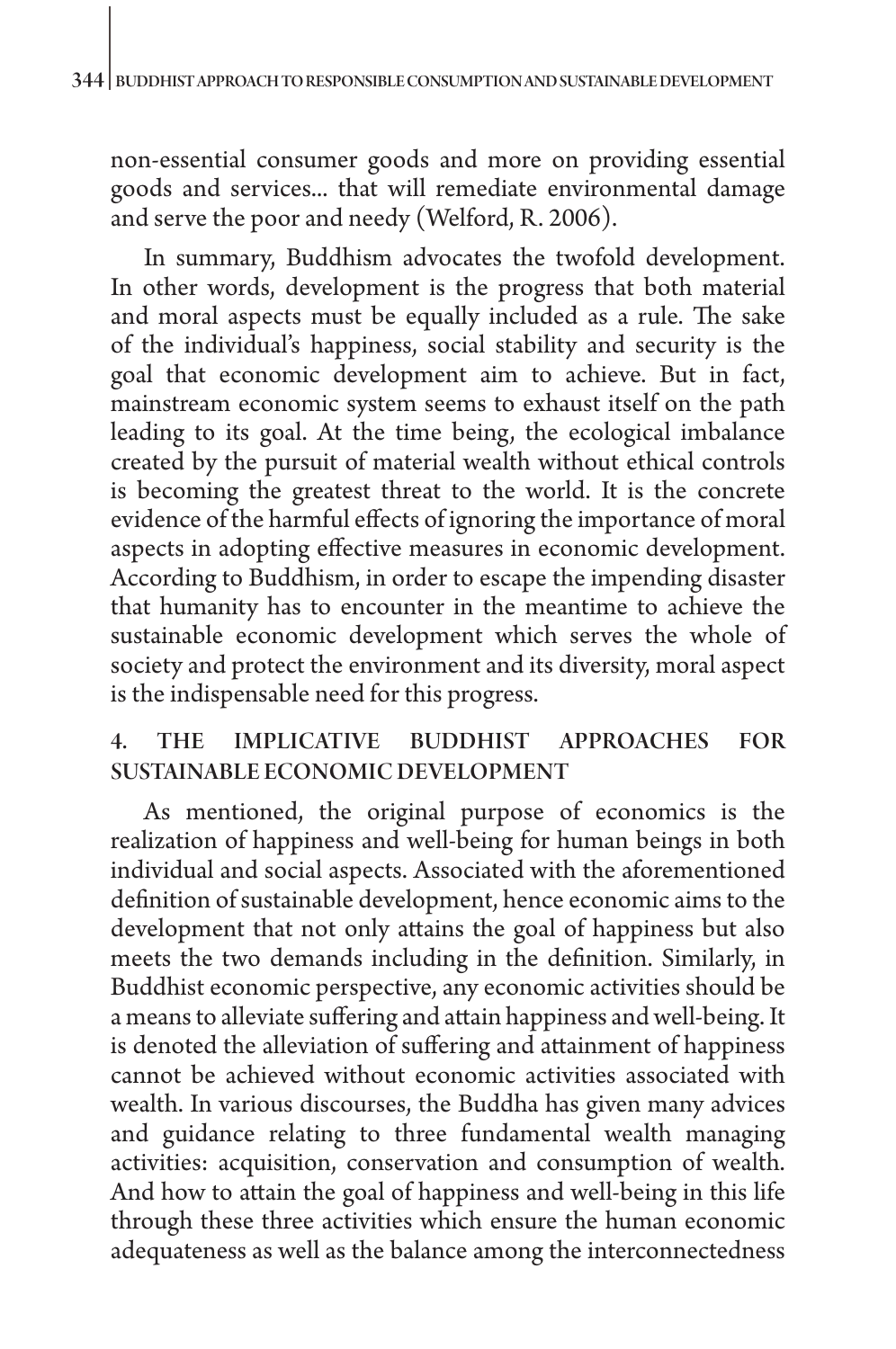non-essential consumer goods and more on providing essential goods and services... that will remediate environmental damage and serve the poor and needy (Welford, R. 2006).

In summary, Buddhism advocates the twofold development. In other words, development is the progress that both material and moral aspects must be equally included as a rule. The sake of the individual's happiness, social stability and security is the goal that economic development aim to achieve. But in fact, mainstream economic system seems to exhaust itself on the path leading to its goal. At the time being, the ecological imbalance created by the pursuit of material wealth without ethical controls is becoming the greatest threat to the world. It is the concrete evidence of the harmful effects of ignoring the importance of moral aspects in adopting effective measures in economic development. According to Buddhism, in order to escape the impending disaster that humanity has to encounter in the meantime to achieve the sustainable economic development which serves the whole of society and protect the environment and its diversity, moral aspect is the indispensable need for this progress.

## 4. THE IMPLICATIVE BUDDHIST APPROACHES FOR SUSTAINABLE ECONOMIC DEVELOPMENT

As mentioned, the original purpose of economics is the realization of happiness and well-being for human beings in both individual and social aspects. Associated with the aforementioned definition of sustainable development, hence economic aims to the development that not only attains the goal of happiness but also meets the two demands including in the definition. Similarly, in Buddhist economic perspective, any economic activities should be a means to alleviate suffering and attain happiness and well-being. It is denoted the alleviation of suffering and attainment of happiness cannot be achieved without economic activities associated with wealth. In various discourses, the Buddha has given many advices and guidance relating to three fundamental wealth managing activities: acquisition, conservation and consumption of wealth. And how to attain the goal of happiness and well-being in this life through these three activities which ensure the human economic adequateness as well as the balance among the interconnectedness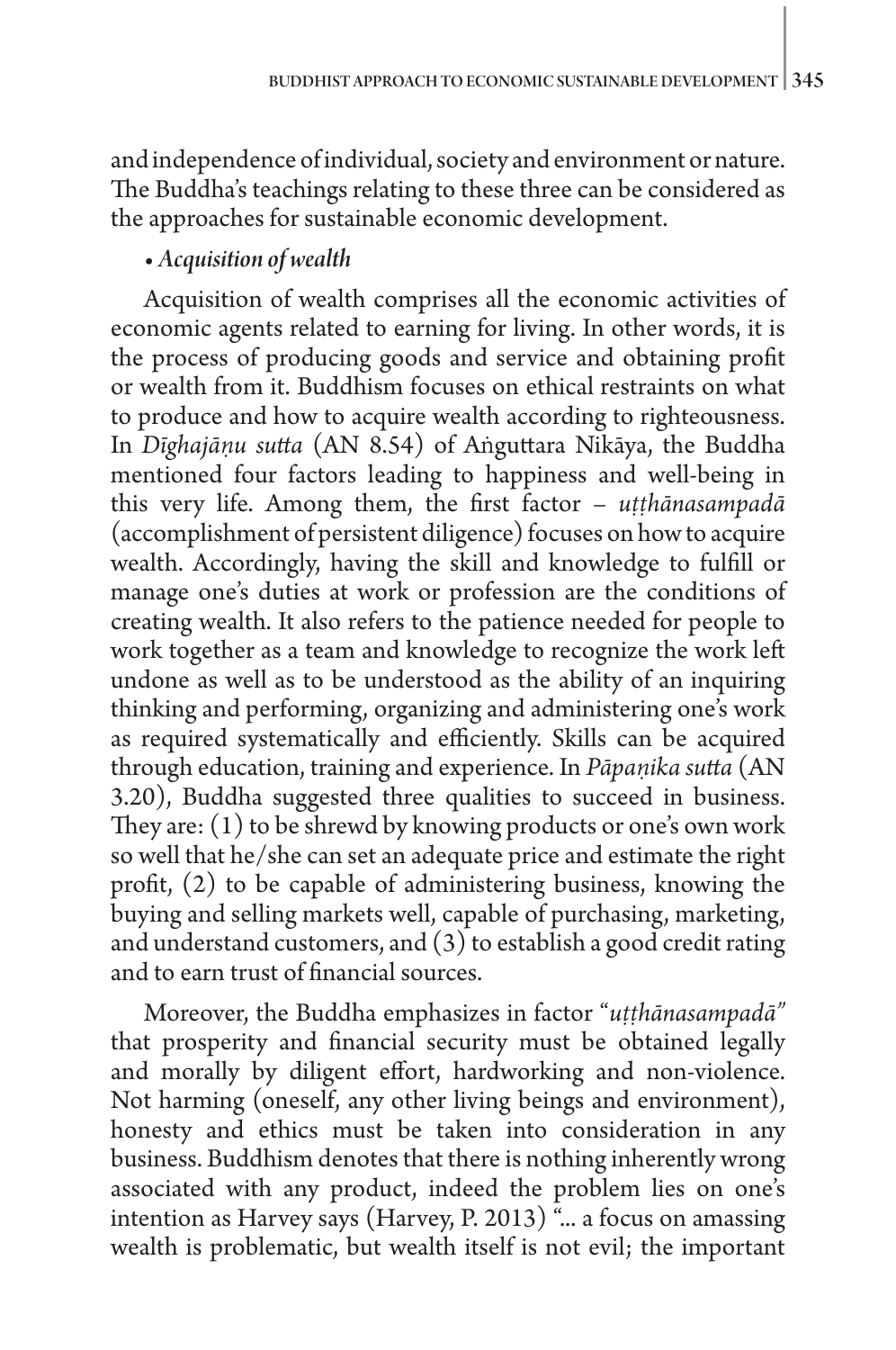and independence of individual, society and environment or nature. The Buddha's teachings relating to these three can be considered as the approaches for sustainable economic development.

- *Acquisition of wealth*

Acquisition of wealth comprises all the economic activities of economic agents related to earning for living. In other words, it is the process of producing goods and service and obtaining profit or wealth from it. Buddhism focuses on ethical restraints on what to produce and how to acquire wealth according to righteousness. In *Dīghajāṇu sutta* (AN 8.54) of Aṅguttara Nikāya, the Buddha mentioned four factors leading to happiness and well-being in this very life. Among them, the first factor – *uṭṭhānasampadā* (accomplishment of persistent diligence) focuses on how to acquire wealth. Accordingly, having the skill and knowledge to fulfill or manage one's duties at work or profession are the conditions of creating wealth. It also refers to the patience needed for people to work together as a team and knowledge to recognize the work left undone as well as to be understood as the ability of an inquiring thinking and performing, organizing and administering one's work as required systematically and efficiently. Skills can be acquired through education, training and experience. In *Pāpaṇika sutta* (AN 3.20), Buddha suggested three qualities to succeed in business. They are: (1) to be shrewd by knowing products or one's own work so well that he/she can set an adequate price and estimate the right profit, (2) to be capable of administering business, knowing the buying and selling markets well, capable of purchasing, marketing, and understand customers, and (3) to establish a good credit rating and to earn trust of financial sources.

Moreover, the Buddha emphasizes in factor "*uṭṭhānasampadā*" that prosperity and financial security must be obtained legally and morally by diligent effort, hardworking and non-violence. Not harming (oneself, any other living beings and environment), honesty and ethics must be taken into consideration in any business. Buddhism denotes that there is nothing inherently wrong associated with any product, indeed the problem lies on one's intention as Harvey says (Harvey, P. 2013) "... a focus on amassing wealth is problematic, but wealth itself is not evil; the important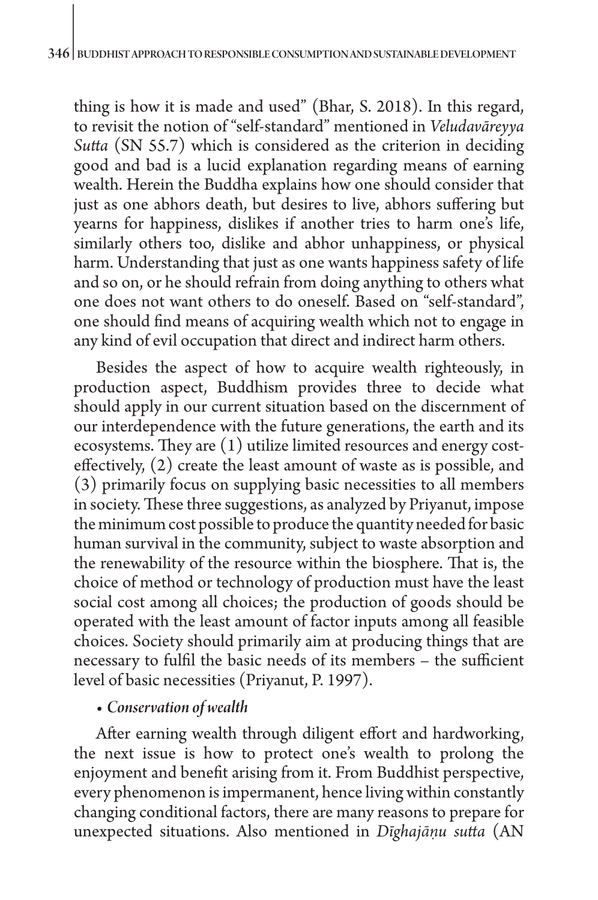thing is how it is made and used" (Bhar, S. 2018). In this regard, to revisit the notion of "self-standard" mentioned in *Veludavāreyya Sutta* (SN 55.7) which is considered as the criterion in deciding good and bad is a lucid explanation regarding means of earning wealth. Herein the Buddha explains how one should consider that just as one abhors death, but desires to live, abhors suffering but yearns for happiness, dislikes if another tries to harm one's life, similarly others too, dislike and abhor unhappiness, or physical harm. Understanding that just as one wants happiness safety of life and so on, or he should refrain from doing anything to others what one does not want others to do oneself. Based on "self-standard", one should find means of acquiring wealth which not to engage in any kind of evil occupation that direct and indirect harm others.

Besides the aspect of how to acquire wealth righteously, in production aspect, Buddhism provides three to decide what should apply in our current situation based on the discernment of our interdependence with the future generations, the earth and its ecosystems. They are (1) utilize limited resources and energy cost-effectively, (2) create the least amount of waste as is possible, and (3) primarily focus on supplying basic necessities to all members in society. These three suggestions, as analyzed by Priyanut, impose the minimum cost possible to produce the quantity needed for basic human survival in the community, subject to waste absorption and the renewability of the resource within the biosphere. That is, the choice of method or technology of production must have the least social cost among all choices; the production of goods should be operated with the least amount of factor inputs among all feasible choices. Society should primarily aim at producing things that are necessary to fulfil the basic needs of its members – the sufficient level of basic necessities (Priyanut, P. 1997).

- ***Conservation of wealth***

After earning wealth through diligent effort and hardworking, the next issue is how to protect one's wealth to prolong the enjoyment and benefit arising from it. From Buddhist perspective, every phenomenon is impermanent, hence living within constantly changing conditional factors, there are many reasons to prepare for unexpected situations. Also mentioned in *Dīghajāṇu sutta* (AN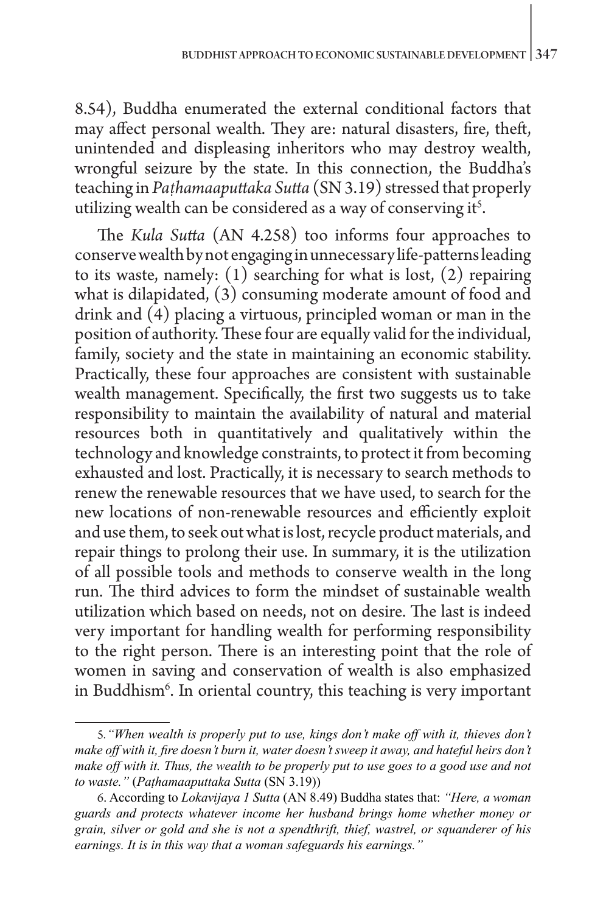8.54), Buddha enumerated the external conditional factors that may affect personal wealth. They are: natural disasters, fire, theft, unintended and displeasing inheritors who may destroy wealth, wrongful seizure by the state. In this connection, the Buddha's teaching in *Paṭhamaaputtaka Sutta* (SN 3.19) stressed that properly utilizing wealth can be considered as a way of conserving it[5].

The *Kula Sutta* (AN 4.258) too informs four approaches to conserve wealth by not engaging in unnecessary life-patterns leading to its waste, namely: (1) searching for what is lost, (2) repairing what is dilapidated, (3) consuming moderate amount of food and drink and (4) placing a virtuous, principled woman or man in the position of authority. These four are equally valid for the individual, family, society and the state in maintaining an economic stability. Practically, these four approaches are consistent with sustainable wealth management. Specifically, the first two suggests us to take responsibility to maintain the availability of natural and material resources both in quantitatively and qualitatively within the technology and knowledge constraints, to protect it from becoming exhausted and lost. Practically, it is necessary to search methods to renew the renewable resources that we have used, to search for the new locations of non-renewable resources and efficiently exploit and use them, to seek out what is lost, recycle product materials, and repair things to prolong their use. In summary, it is the utilization of all possible tools and methods to conserve wealth in the long run. The third advices to form the mindset of sustainable wealth utilization which based on needs, not on desire. The last is indeed very important for handling wealth for performing responsibility to the right person. There is an interesting point that the role of women in saving and conservation of wealth is also emphasized in Buddhism[6]. In oriental country, this teaching is very important

---

5. *"When wealth is properly put to use, kings don't make off with it, thieves don't make off with it, fire doesn't burn it, water doesn't sweep it away, and hateful heirs don't make off with it. Thus, the wealth to be properly put to use goes to a good use and not to waste."* (*Paṭhamaaputtaka Sutta* (SN 3.19))

6. According to *Lokavijaya 1 Sutta* (AN 8.49) Buddha states that: *"Here, a woman guards and protects whatever income her husband brings home whether money or grain, silver or gold and she is not a spendthrift, thief, wastrel, or squanderer of his earnings. It is in this way that a woman safeguards his earnings."*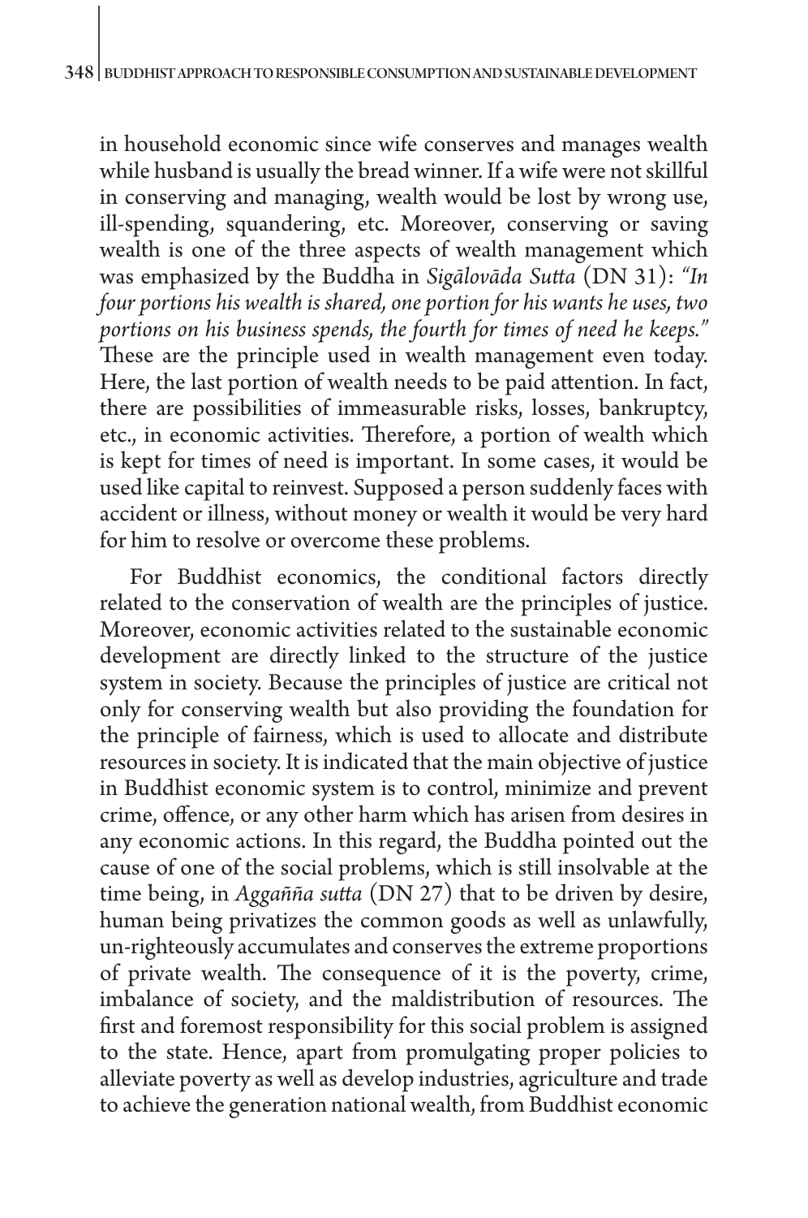in household economic since wife conserves and manages wealth while husband is usually the bread winner. If a wife were not skillful in conserving and managing, wealth would be lost by wrong use, ill-spending, squandering, etc. Moreover, conserving or saving wealth is one of the three aspects of wealth management which was emphasized by the Buddha in *Sigālovāda Sutta* (DN 31): *"In four portions his wealth is shared, one portion for his wants he uses, two portions on his business spends, the fourth for times of need he keeps."* These are the principle used in wealth management even today. Here, the last portion of wealth needs to be paid attention. In fact, there are possibilities of immeasurable risks, losses, bankruptcy, etc., in economic activities. Therefore, a portion of wealth which is kept for times of need is important. In some cases, it would be used like capital to reinvest. Supposed a person suddenly faces with accident or illness, without money or wealth it would be very hard for him to resolve or overcome these problems.

For Buddhist economics, the conditional factors directly related to the conservation of wealth are the principles of justice. Moreover, economic activities related to the sustainable economic development are directly linked to the structure of the justice system in society. Because the principles of justice are critical not only for conserving wealth but also providing the foundation for the principle of fairness, which is used to allocate and distribute resources in society. It is indicated that the main objective of justice in Buddhist economic system is to control, minimize and prevent crime, offence, or any other harm which has arisen from desires in any economic actions. In this regard, the Buddha pointed out the cause of one of the social problems, which is still insolvable at the time being, in *Aggañña sutta* (DN 27) that to be driven by desire, human being privatizes the common goods as well as unlawfully, un-righteously accumulates and conserves the extreme proportions of private wealth. The consequence of it is the poverty, crime, imbalance of society, and the maldistribution of resources. The first and foremost responsibility for this social problem is assigned to the state. Hence, apart from promulgating proper policies to alleviate poverty as well as develop industries, agriculture and trade to achieve the generation national wealth, from Buddhist economic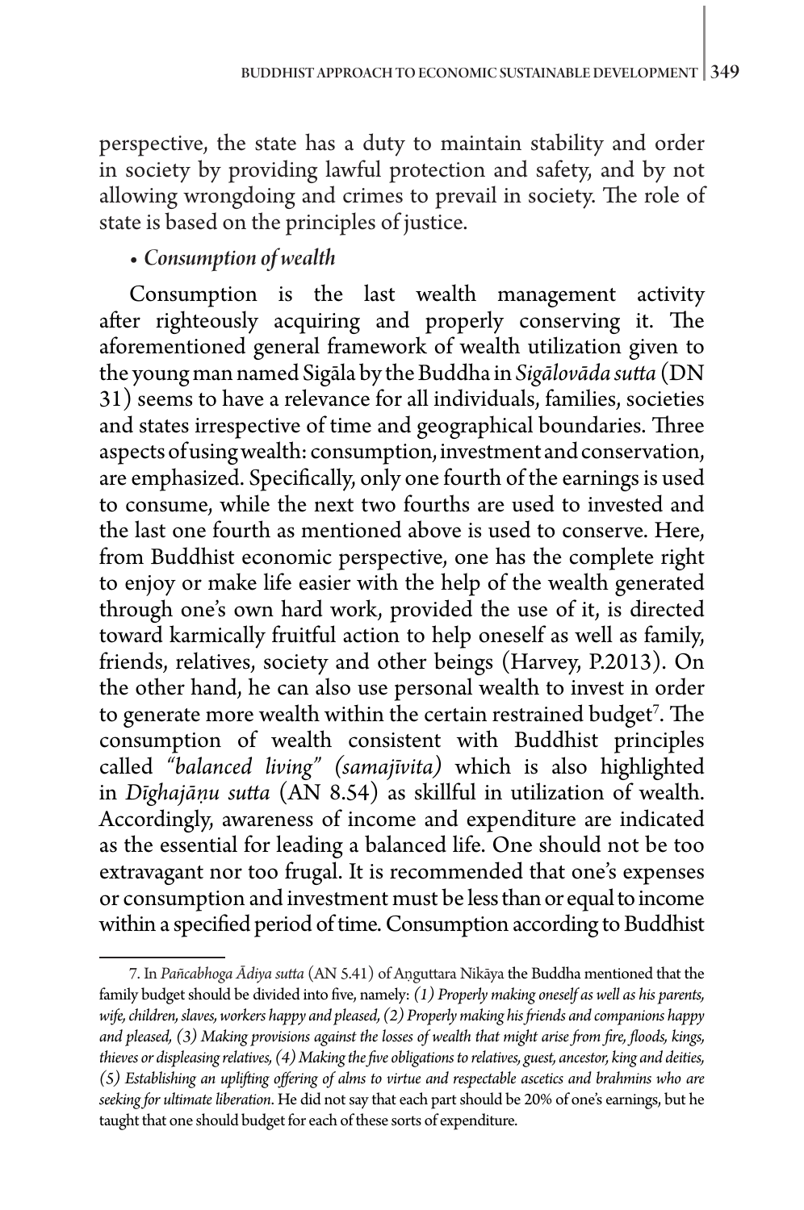perspective, the state has a duty to maintain stability and order in society by providing lawful protection and safety, and by not allowing wrongdoing and crimes to prevail in society. The role of state is based on the principles of justice.

- *Consumption of wealth*

Consumption is the last wealth management activity after righteously acquiring and properly conserving it. The aforementioned general framework of wealth utilization given to the young man named Sigāla by the Buddha in *Sigālovāda sutta* (DN 31) seems to have a relevance for all individuals, families, societies and states irrespective of time and geographical boundaries. Three aspects of using wealth: consumption, investment and conservation, are emphasized. Specifically, only one fourth of the earnings is used to consume, while the next two fourths are used to invested and the last one fourth as mentioned above is used to conserve. Here, from Buddhist economic perspective, one has the complete right to enjoy or make life easier with the help of the wealth generated through one's own hard work, provided the use of it, is directed toward karmically fruitful action to help oneself as well as family, friends, relatives, society and other beings (Harvey, P.2013). On the other hand, he can also use personal wealth to invest in order to generate more wealth within the certain restrained budget[7]. The consumption of wealth consistent with Buddhist principles called *"balanced living" (samajīvita)* which is also highlighted in *Dīghajāṇu sutta* (AN 8.54) as skillful in utilization of wealth. Accordingly, awareness of income and expenditure are indicated as the essential for leading a balanced life. One should not be too extravagant nor too frugal. It is recommended that one's expenses or consumption and investment must be less than or equal to income within a specified period of time. Consumption according to Buddhist

---

7. In *Pañcabhoga Ādiya sutta* (AN 5.41) of Anguttara Nikāya the Buddha mentioned that the family budget should be divided into five, namely: *(1) Properly making oneself as well as his parents, wife, children, slaves, workers happy and pleased, (2) Properly making his friends and companions happy and pleased, (3) Making provisions against the losses of wealth that might arise from fire, floods, kings, thieves or displeasing relatives, (4) Making the five obligations to relatives, guest, ancestor, king and deities, (5) Establishing an uplifting offering of alms to virtue and respectable ascetics and brahmins who are seeking for ultimate liberation*. He did not say that each part should be 20% of one's earnings, but he taught that one should budget for each of these sorts of expenditure.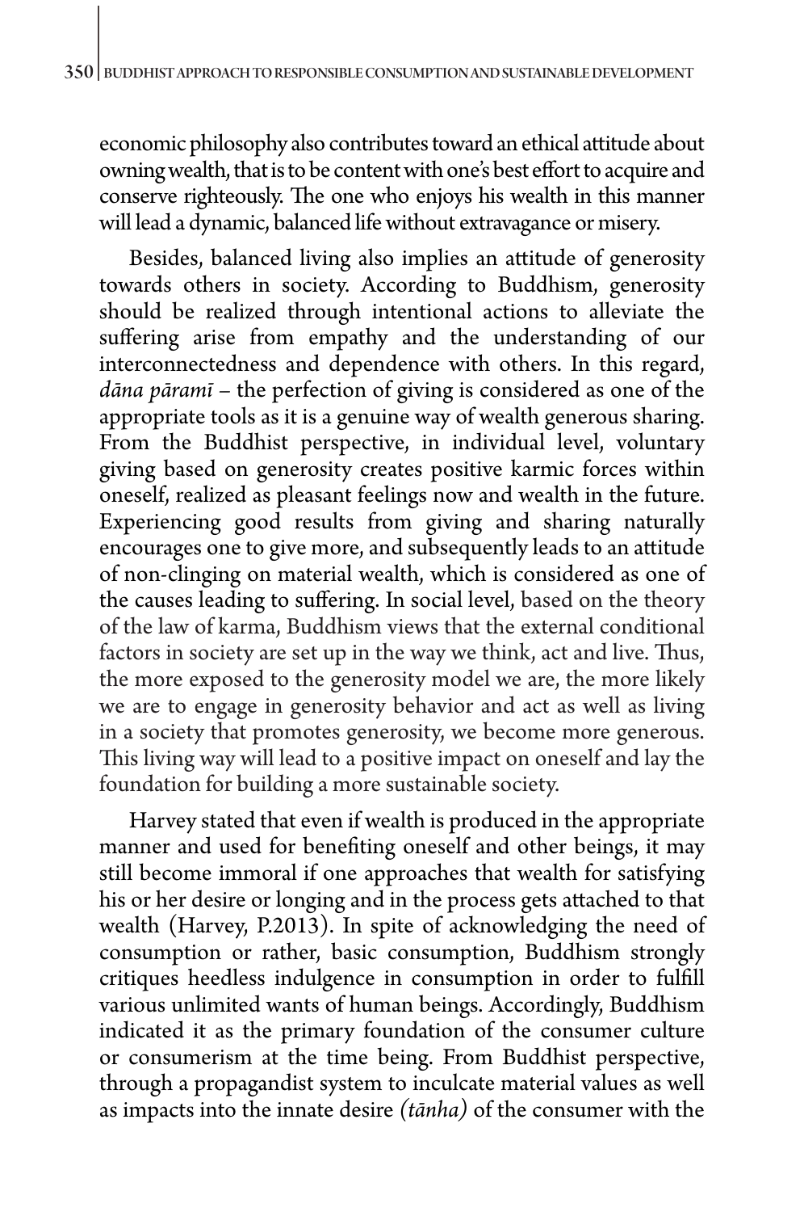economic philosophy also contributes toward an ethical attitude about owning wealth, that is to be content with one's best effort to acquire and conserve righteously. The one who enjoys his wealth in this manner will lead a dynamic, balanced life without extravagance or misery.

Besides, balanced living also implies an attitude of generosity towards others in society. According to Buddhism, generosity should be realized through intentional actions to alleviate the suffering arise from empathy and the understanding of our interconnectedness and dependence with others. In this regard, *dāna pāramī* – the perfection of giving is considered as one of the appropriate tools as it is a genuine way of wealth generous sharing. From the Buddhist perspective, in individual level, voluntary giving based on generosity creates positive karmic forces within oneself, realized as pleasant feelings now and wealth in the future. Experiencing good results from giving and sharing naturally encourages one to give more, and subsequently leads to an attitude of non-clinging on material wealth, which is considered as one of the causes leading to suffering. In social level, based on the theory of the law of karma, Buddhism views that the external conditional factors in society are set up in the way we think, act and live. Thus, the more exposed to the generosity model we are, the more likely we are to engage in generosity behavior and act as well as living in a society that promotes generosity, we become more generous. This living way will lead to a positive impact on oneself and lay the foundation for building a more sustainable society.

Harvey stated that even if wealth is produced in the appropriate manner and used for benefiting oneself and other beings, it may still become immoral if one approaches that wealth for satisfying his or her desire or longing and in the process gets attached to that wealth (Harvey, P.2013). In spite of acknowledging the need of consumption or rather, basic consumption, Buddhism strongly critiques heedless indulgence in consumption in order to fulfill various unlimited wants of human beings. Accordingly, Buddhism indicated it as the primary foundation of the consumer culture or consumerism at the time being. From Buddhist perspective, through a propagandist system to inculcate material values as well as impacts into the innate desire *(tānha)* of the consumer with the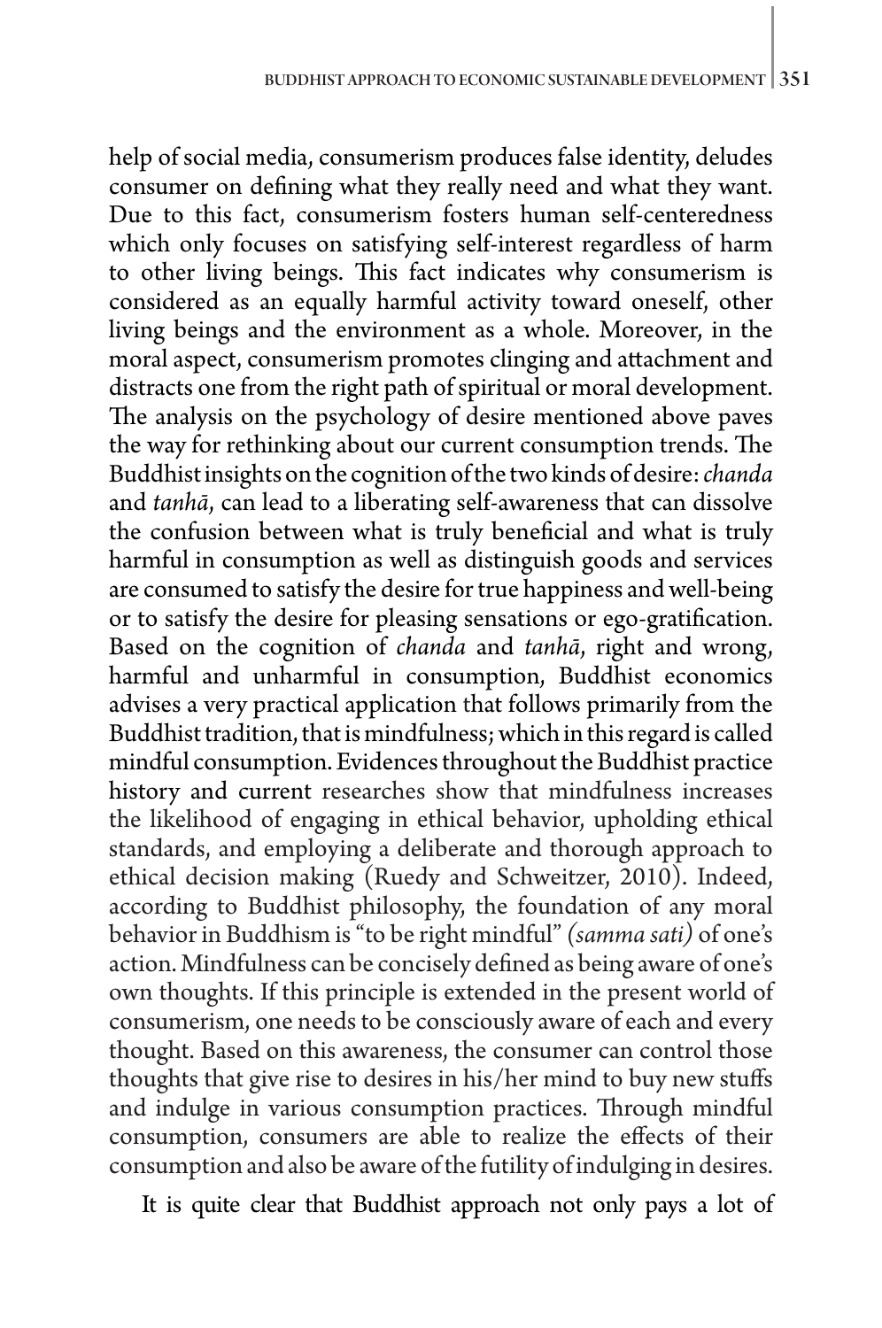help of social media, consumerism produces false identity, deludes consumer on defining what they really need and what they want. Due to this fact, consumerism fosters human self-centeredness which only focuses on satisfying self-interest regardless of harm to other living beings. This fact indicates why consumerism is considered as an equally harmful activity toward oneself, other living beings and the environment as a whole. Moreover, in the moral aspect, consumerism promotes clinging and attachment and distracts one from the right path of spiritual or moral development. The analysis on the psychology of desire mentioned above paves the way for rethinking about our current consumption trends. The Buddhist insights on the cognition of the two kinds of desire: *chanda* and *tanhā*, can lead to a liberating self-awareness that can dissolve the confusion between what is truly beneficial and what is truly harmful in consumption as well as distinguish goods and services are consumed to satisfy the desire for true happiness and well-being or to satisfy the desire for pleasing sensations or ego-gratification. Based on the cognition of *chanda* and *tanhā*, right and wrong, harmful and unharmful in consumption, Buddhist economics advises a very practical application that follows primarily from the Buddhist tradition, that is mindfulness; which in this regard is called mindful consumption. Evidences throughout the Buddhist practice history and current researches show that mindfulness increases the likelihood of engaging in ethical behavior, upholding ethical standards, and employing a deliberate and thorough approach to ethical decision making (Ruedy and Schweitzer, 2010). Indeed, according to Buddhist philosophy, the foundation of any moral behavior in Buddhism is "to be right mindful" *(samma sati)* of one's action. Mindfulness can be concisely defined as being aware of one's own thoughts. If this principle is extended in the present world of consumerism, one needs to be consciously aware of each and every thought. Based on this awareness, the consumer can control those thoughts that give rise to desires in his/her mind to buy new stuffs and indulge in various consumption practices. Through mindful consumption, consumers are able to realize the effects of their consumption and also be aware of the futility of indulging in desires.

It is quite clear that Buddhist approach not only pays a lot of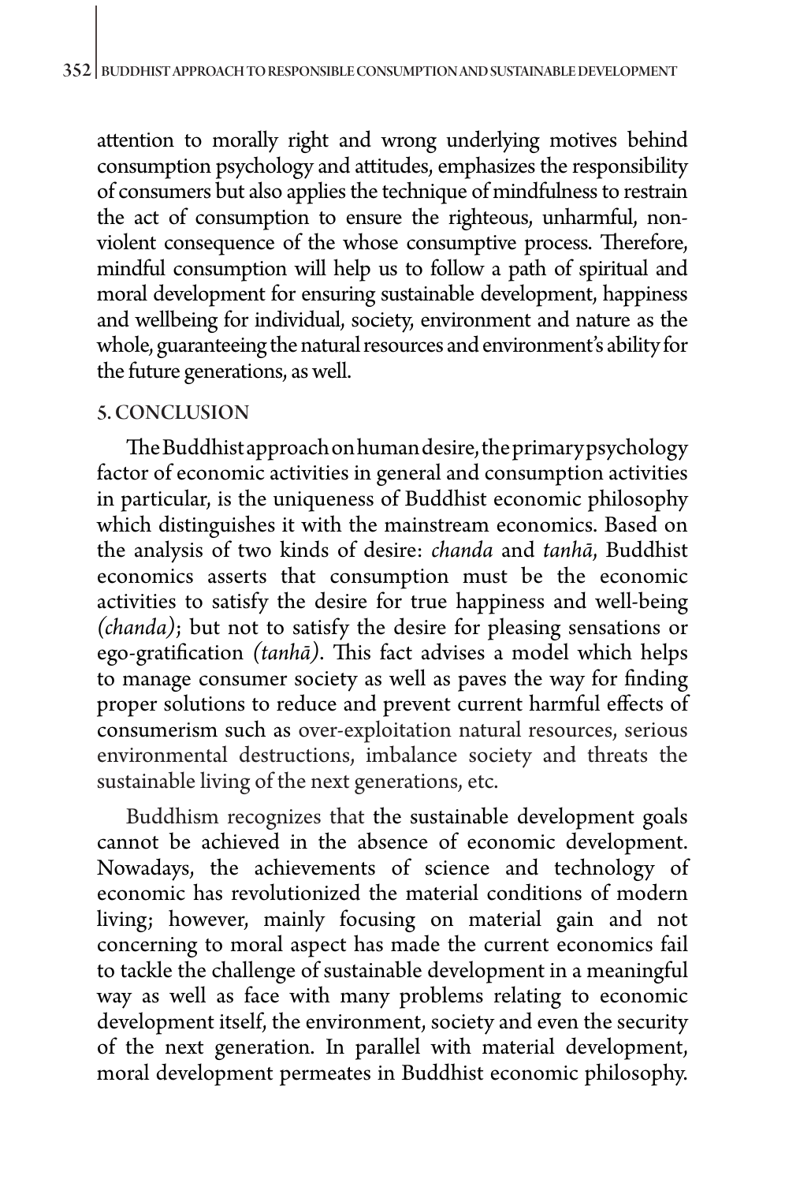attention to morally right and wrong underlying motives behind consumption psychology and attitudes, emphasizes the responsibility of consumers but also applies the technique of mindfulness to restrain the act of consumption to ensure the righteous, unharmful, non-violent consequence of the whose consumptive process. Therefore, mindful consumption will help us to follow a path of spiritual and moral development for ensuring sustainable development, happiness and wellbeing for individual, society, environment and nature as the whole, guaranteeing the natural resources and environment's ability for the future generations, as well.

## 5. CONCLUSION

The Buddhist approach on human desire, the primary psychology factor of economic activities in general and consumption activities in particular, is the uniqueness of Buddhist economic philosophy which distinguishes it with the mainstream economics. Based on the analysis of two kinds of desire: *chanda* and *tanhā*, Buddhist economics asserts that consumption must be the economic activities to satisfy the desire for true happiness and well-being *(chanda)*; but not to satisfy the desire for pleasing sensations or ego-gratification *(tanhā)*. This fact advises a model which helps to manage consumer society as well as paves the way for finding proper solutions to reduce and prevent current harmful effects of consumerism such as over-exploitation natural resources, serious environmental destructions, imbalance society and threats the sustainable living of the next generations, etc.

Buddhism recognizes that the sustainable development goals cannot be achieved in the absence of economic development. Nowadays, the achievements of science and technology of economic has revolutionized the material conditions of modern living; however, mainly focusing on material gain and not concerning to moral aspect has made the current economics fail to tackle the challenge of sustainable development in a meaningful way as well as face with many problems relating to economic development itself, the environment, society and even the security of the next generation. In parallel with material development, moral development permeates in Buddhist economic philosophy.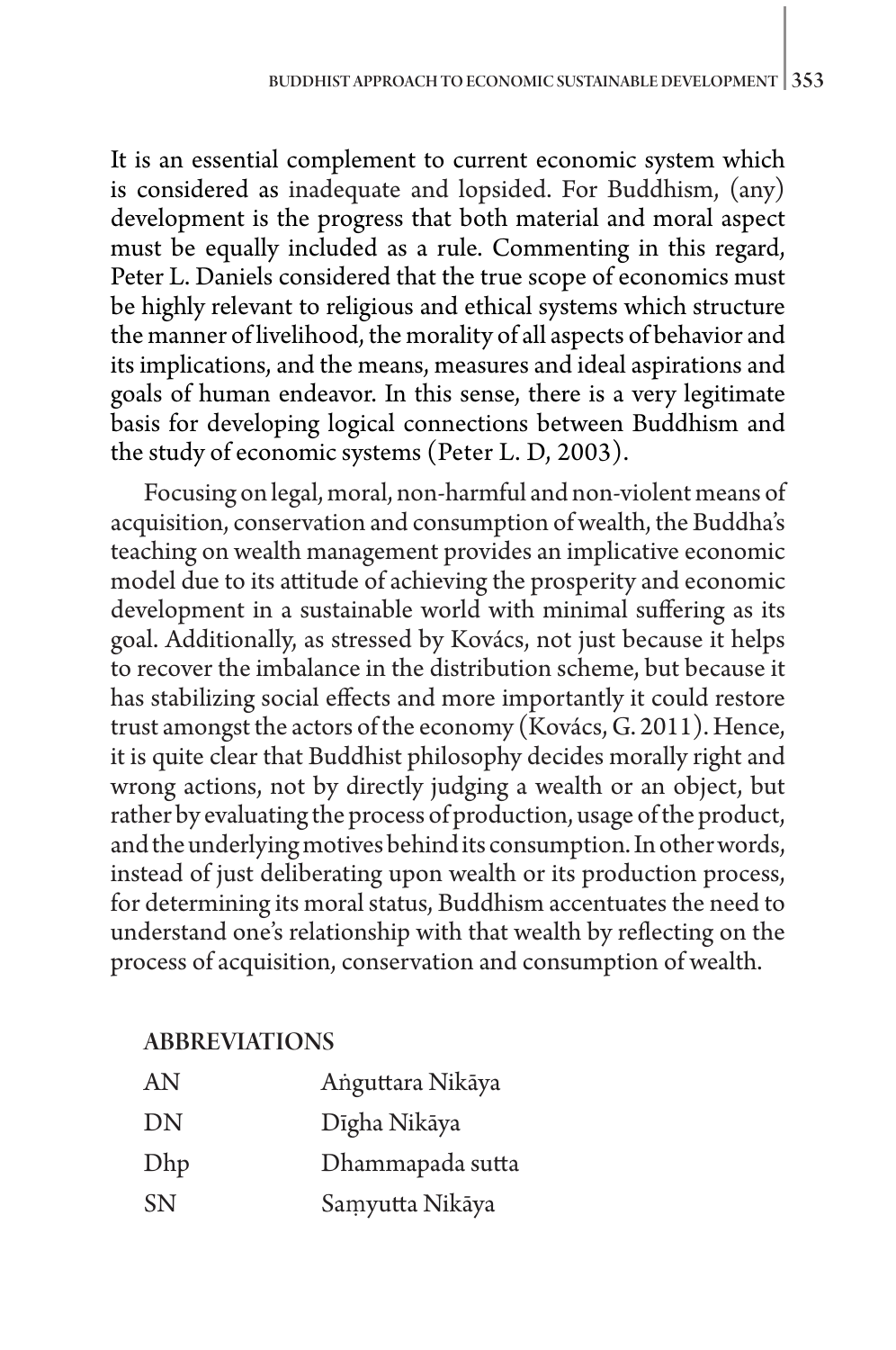It is an essential complement to current economic system which is considered as inadequate and lopsided. For Buddhism, (any) development is the progress that both material and moral aspect must be equally included as a rule. Commenting in this regard, Peter L. Daniels considered that the true scope of economics must be highly relevant to religious and ethical systems which structure the manner of livelihood, the morality of all aspects of behavior and its implications, and the means, measures and ideal aspirations and goals of human endeavor. In this sense, there is a very legitimate basis for developing logical connections between Buddhism and the study of economic systems (Peter L. D, 2003).

Focusing on legal, moral, non-harmful and non-violent means of acquisition, conservation and consumption of wealth, the Buddha's teaching on wealth management provides an implicative economic model due to its attitude of achieving the prosperity and economic development in a sustainable world with minimal suffering as its goal. Additionally, as stressed by Kovács, not just because it helps to recover the imbalance in the distribution scheme, but because it has stabilizing social effects and more importantly it could restore trust amongst the actors of the economy (Kovács, G. 2011). Hence, it is quite clear that Buddhist philosophy decides morally right and wrong actions, not by directly judging a wealth or an object, but rather by evaluating the process of production, usage of the product, and the underlying motives behind its consumption. In other words, instead of just deliberating upon wealth or its production process, for determining its moral status, Buddhism accentuates the need to understand one's relationship with that wealth by reflecting on the process of acquisition, conservation and consumption of wealth.

## ABBREVIATIONS

| | |
|---|---|
| AN | Aṅguttara Nikāya |
| DN | Dīgha Nikāya |
| Dhp | Dhammapada sutta |
| SN | Saṃyutta Nikāya |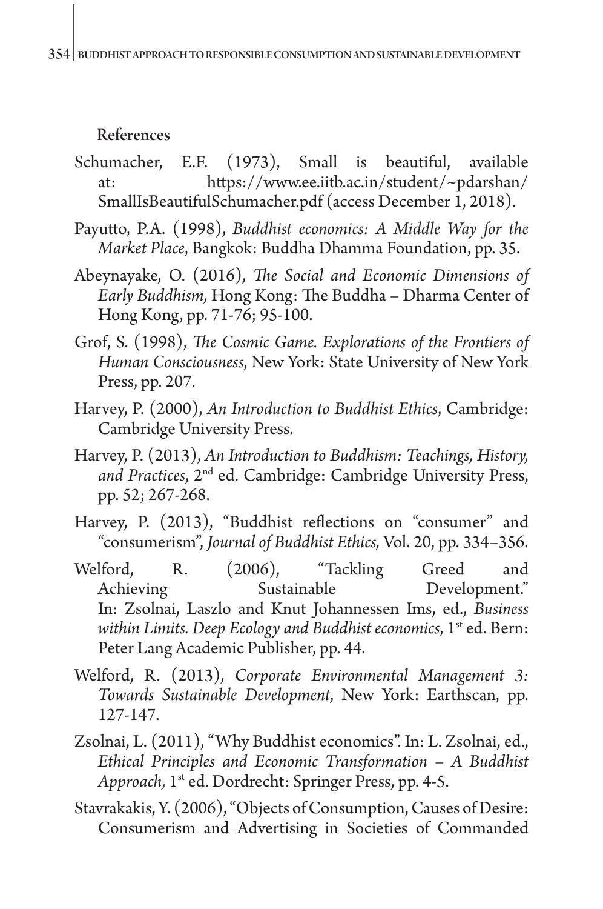References

Schumacher, E.F. (1973), Small is beautiful, available at: https://www.ee.iitb.ac.in/student/~pdarshan/SmallIsBeautifulSchumacher.pdf (access December 1, 2018).

Payutto, P.A. (1998), *Buddhist economics: A Middle Way for the Market Place*, Bangkok: Buddha Dhamma Foundation, pp. 35.

Abeynayake, O. (2016), *The Social and Economic Dimensions of Early Buddhism,* Hong Kong: The Buddha – Dharma Center of Hong Kong, pp. 71-76; 95-100.

Grof, S. (1998), *The Cosmic Game. Explorations of the Frontiers of Human Consciousness*, New York: State University of New York Press, pp. 207.

Harvey, P. (2000), *An Introduction to Buddhist Ethics*, Cambridge: Cambridge University Press.

Harvey, P. (2013), *An Introduction to Buddhism: Teachings, History, and Practices*, 2nd ed. Cambridge: Cambridge University Press, pp. 52; 267-268.

Harvey, P. (2013), "Buddhist reflections on "consumer" and "consumerism", *Journal of Buddhist Ethics,* Vol. 20, pp. 334–356.

Welford, R. (2006), "Tackling Greed and Achieving Sustainable Development." In: Zsolnai, Laszlo and Knut Johannessen Ims, ed., *Business within Limits. Deep Ecology and Buddhist economics*, 1st ed. Bern: Peter Lang Academic Publisher, pp. 44.

Welford, R. (2013), *Corporate Environmental Management 3: Towards Sustainable Development*, New York: Earthscan, pp. 127-147.

Zsolnai, L. (2011), "Why Buddhist economics". In: L. Zsolnai, ed., *Ethical Principles and Economic Transformation – A Buddhist Approach,* 1st ed. Dordrecht: Springer Press, pp. 4-5.

Stavrakakis, Y. (2006), "Objects of Consumption, Causes of Desire: Consumerism and Advertising in Societies of Commanded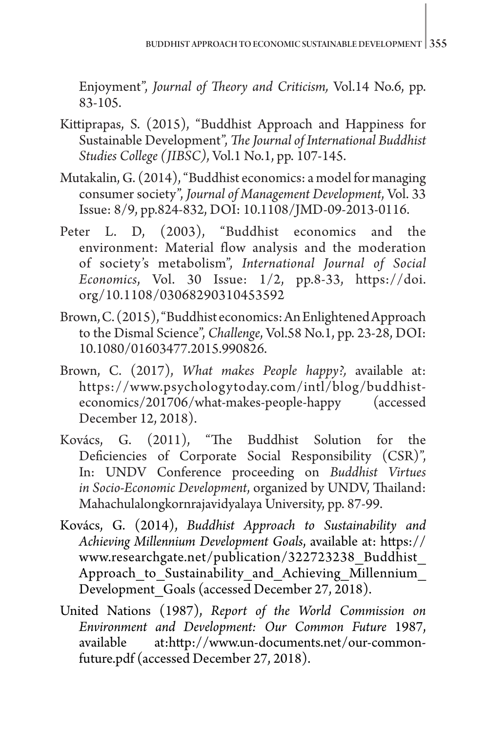Enjoyment", *Journal of Theory and Criticism,* Vol.14 No.6, pp. 83-105.

Kittiprapas, S. (2015), "Buddhist Approach and Happiness for Sustainable Development", *The Journal of International Buddhist Studies College (JIBSC),* Vol.1 No.1, pp. 107-145.

Mutakalin, G. (2014), "Buddhist economics: a model for managing consumer society", *Journal of Management Development*, Vol. 33 Issue: 8/9, pp.824-832, DOI: 10.1108/JMD-09-2013-0116.

Peter L. D, (2003), "Buddhist economics and the environment: Material flow analysis and the moderation of society's metabolism", *International Journal of Social Economics*, Vol. 30 Issue: 1/2, pp.8-33, https://doi.org/10.1108/03068290310453592

Brown, C. (2015), "Buddhist economics: An Enlightened Approach to the Dismal Science", *Challenge*, Vol.58 No.1, pp. 23-28, DOI: 10.1080/01603477.2015.990826.

Brown, C. (2017), *What makes People happy?,* available at: https://www.psychologytoday.com/intl/blog/buddhist-economics/201706/what-makes-people-happy (accessed December 12, 2018).

Kovács, G. (2011), "The Buddhist Solution for the Deficiencies of Corporate Social Responsibility (CSR)", In: UNDV Conference proceeding on *Buddhist Virtues in Socio-Economic Development*, organized by UNDV, Thailand: Mahachulalongkornrajavidyalaya University, pp. 87-99.

Kovács, G. (2014), *Buddhist Approach to Sustainability and Achieving Millennium Development Goals*, available at: https://www.researchgate.net/publication/322723238_Buddhist_Approach_to_Sustainability_and_Achieving_Millennium_Development_Goals (accessed December 27, 2018).

United Nations (1987), *Report of the World Commission on Environment and Development: Our Common Future* 1987, available at:http://www.un-documents.net/our-common-future.pdf (accessed December 27, 2018).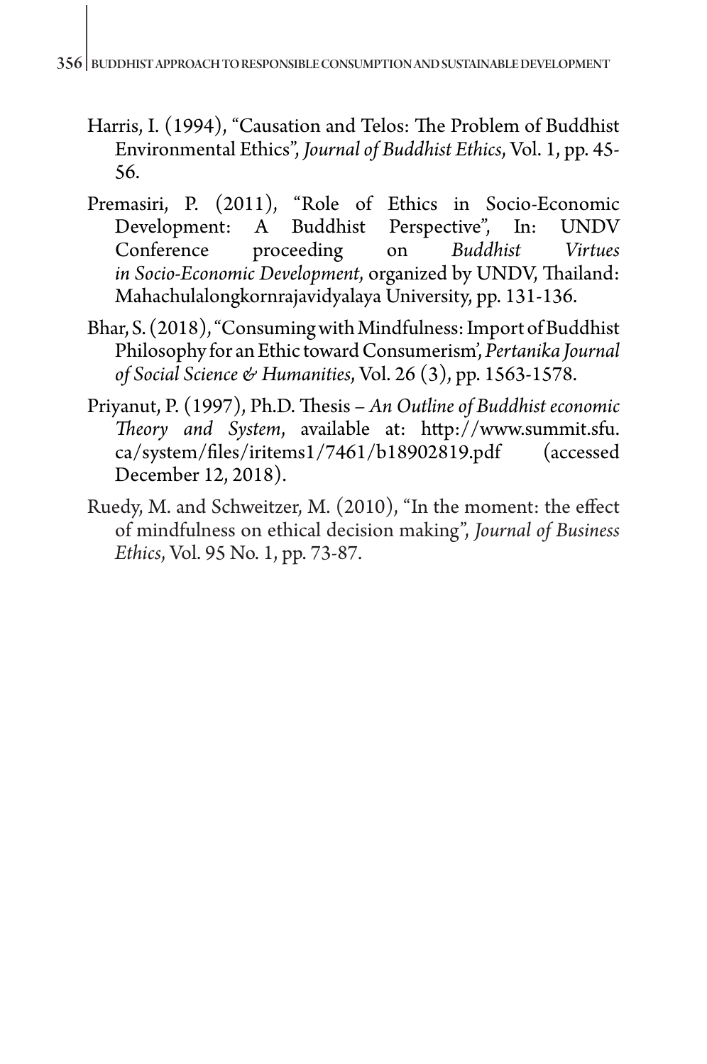Harris, I. (1994), "Causation and Telos: The Problem of Buddhist Environmental Ethics", *Journal of Buddhist Ethics*, Vol. 1, pp. 45-56.

Premasiri, P. (2011), "Role of Ethics in Socio-Economic Development: A Buddhist Perspective", In: UNDV Conference proceeding on *Buddhist Virtues in Socio-Economic Development*, organized by UNDV, Thailand: Mahachulalongkornrajavidyalaya University, pp. 131-136.

Bhar, S. (2018), "Consuming with Mindfulness: Import of Buddhist Philosophy for an Ethic toward Consumerism', *Pertanika Journal of Social Science & Humanities*, Vol. 26 (3), pp. 1563-1578.

Priyanut, P. (1997), Ph.D. Thesis – *An Outline of Buddhist economic Theory and System*, available at: http://www.summit.sfu.ca/system/files/iritems1/7461/b18902819.pdf (accessed December 12, 2018).

Ruedy, M. and Schweitzer, M. (2010), "In the moment: the effect of mindfulness on ethical decision making", *Journal of Business Ethics*, Vol. 95 No. 1, pp. 73-87.